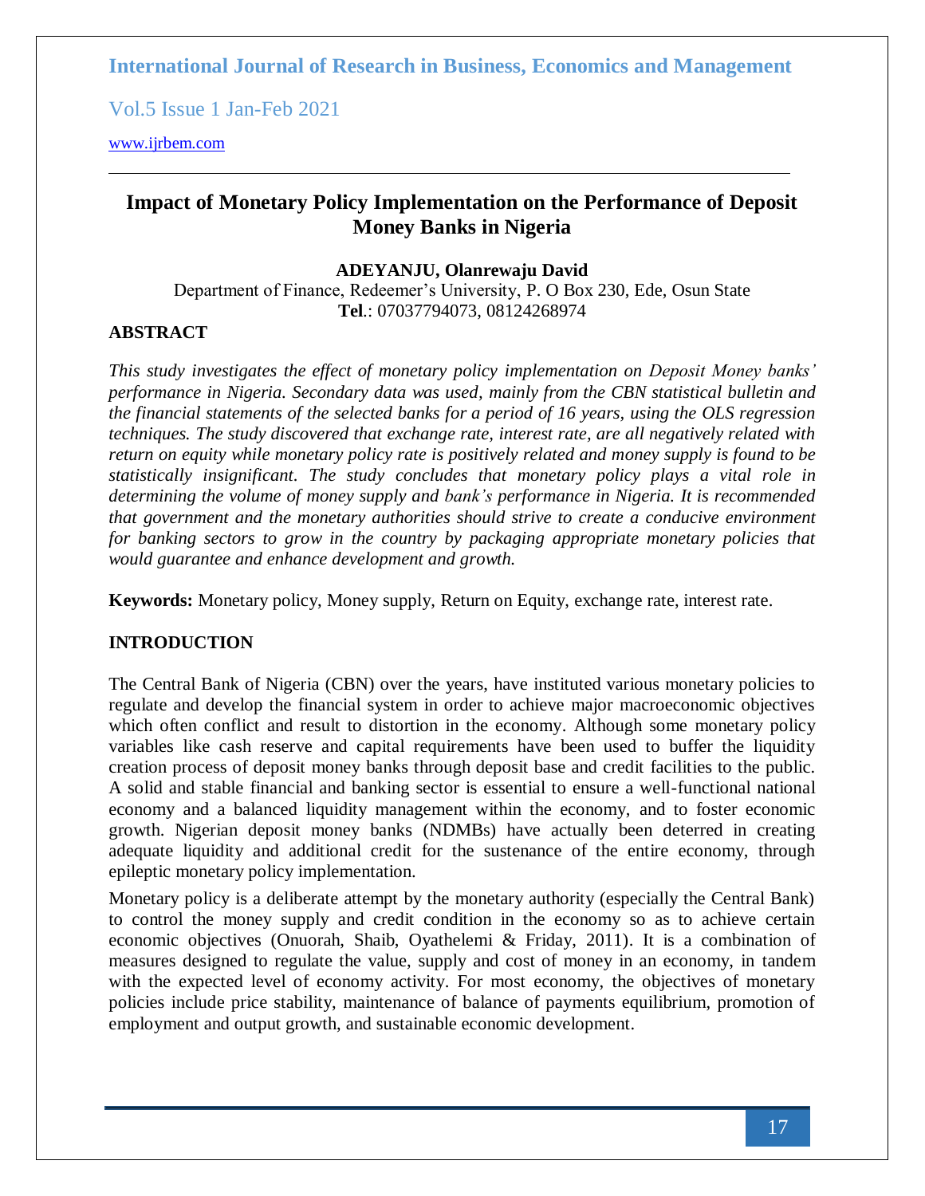# Impact of Monetary Policy Implementation on the Performance of Deposit Money Banks in Nigeria

**ADEYANJU, Olanrewaju David**

Department of Finance, Redeemer's University, P. O Box 230, Ede, Osun State

**Tel**.: 07037794073, 08124268974

## ABSTRACT

*This study investigates the effect of monetary policy implementation on Deposit Money banks' performance in Nigeria. Secondary data was used, mainly from the CBN statistical bulletin and the financial statements of the selected banks for a period of 16 years, using the OLS regression techniques. The study discovered that exchange rate, interest rate, are all negatively related with return on equity while monetary policy rate is positively related and money supply is found to be statistically insignificant. The study concludes that monetary policy plays a vital role in determining the volume of money supply and bank's performance in Nigeria. It is recommended that government and the monetary authorities should strive to create a conducive environment for banking sectors to grow in the country by packaging appropriate monetary policies that would guarantee and enhance development and growth.*

**Keywords:** Monetary policy, Money supply, Return on Equity, exchange rate, interest rate.

## INTRODUCTION

The Central Bank of Nigeria (CBN) over the years, have instituted various monetary policies to regulate and develop the financial system in order to achieve major macroeconomic objectives which often conflict and result to distortion in the economy. Although some monetary policy variables like cash reserve and capital requirements have been used to buffer the liquidity creation process of deposit money banks through deposit base and credit facilities to the public. A solid and stable financial and banking sector is essential to ensure a well-functional national economy and a balanced liquidity management within the economy, and to foster economic growth. Nigerian deposit money banks (NDMBs) have actually been deterred in creating adequate liquidity and additional credit for the sustenance of the entire economy, through epileptic monetary policy implementation.

Monetary policy is a deliberate attempt by the monetary authority (especially the Central Bank) to control the money supply and credit condition in the economy so as to achieve certain economic objectives (Onuorah, Shaib, Oyathelemi & Friday, 2011). It is a combination of measures designed to regulate the value, supply and cost of money in an economy, in tandem with the expected level of economy activity. For most economy, the objectives of monetary policies include price stability, maintenance of balance of payments equilibrium, promotion of employment and output growth, and sustainable economic development.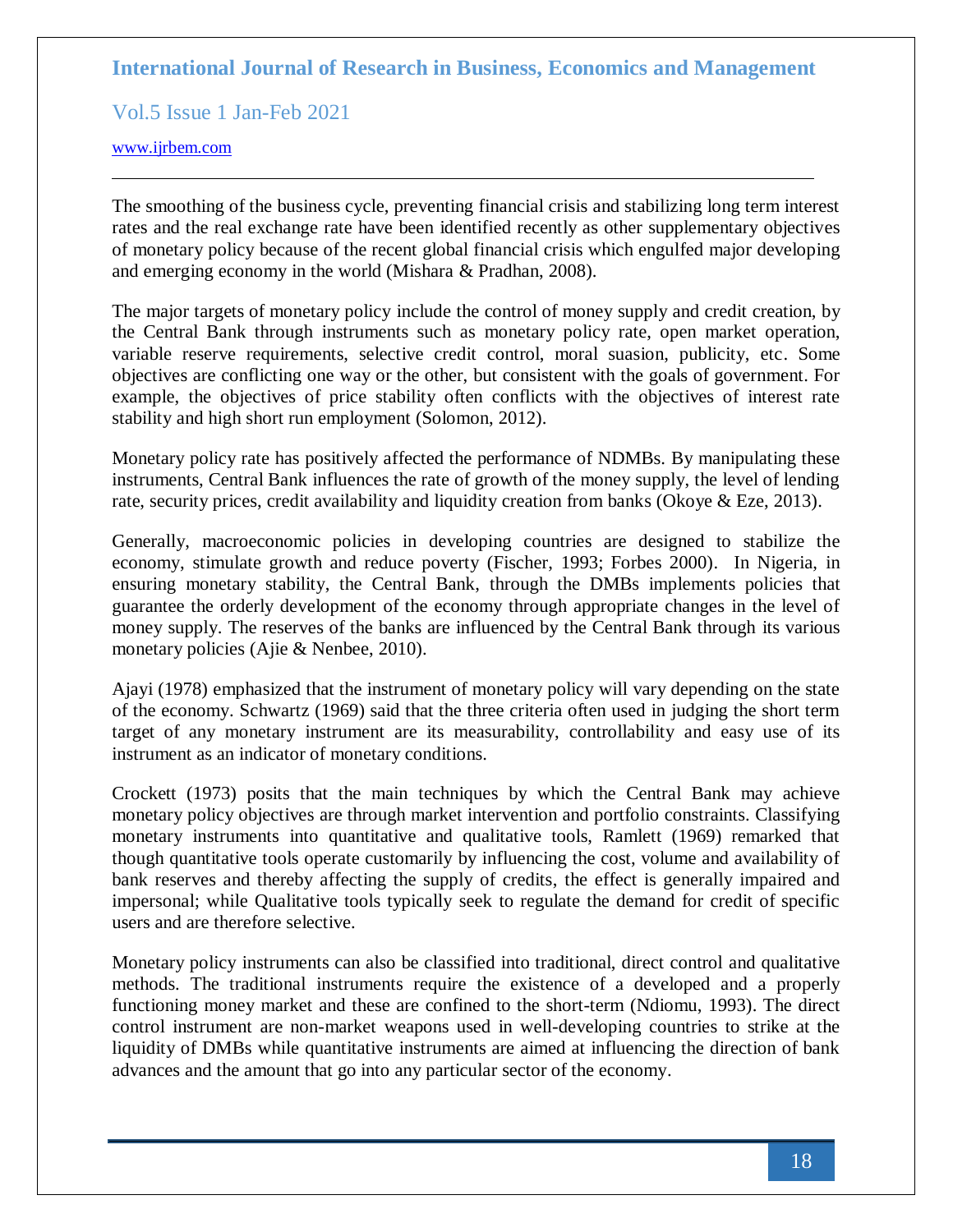The smoothing of the business cycle, preventing financial crisis and stabilizing long term interest rates and the real exchange rate have been identified recently as other supplementary objectives of monetary policy because of the recent global financial crisis which engulfed major developing and emerging economy in the world (Mishara & Pradhan, 2008).

The major targets of monetary policy include the control of money supply and credit creation, by the Central Bank through instruments such as monetary policy rate, open market operation, variable reserve requirements, selective credit control, moral suasion, publicity, etc. Some objectives are conflicting one way or the other, but consistent with the goals of government. For example, the objectives of price stability often conflicts with the objectives of interest rate stability and high short run employment (Solomon, 2012).

Monetary policy rate has positively affected the performance of NDMBs. By manipulating these instruments, Central Bank influences the rate of growth of the money supply, the level of lending rate, security prices, credit availability and liquidity creation from banks (Okoye & Eze, 2013).

Generally, macroeconomic policies in developing countries are designed to stabilize the economy, stimulate growth and reduce poverty (Fischer, 1993; Forbes 2000). In Nigeria, in ensuring monetary stability, the Central Bank, through the DMBs implements policies that guarantee the orderly development of the economy through appropriate changes in the level of money supply. The reserves of the banks are influenced by the Central Bank through its various monetary policies (Ajie & Nenbee, 2010).

Ajayi (1978) emphasized that the instrument of monetary policy will vary depending on the state of the economy. Schwartz (1969) said that the three criteria often used in judging the short term target of any monetary instrument are its measurability, controllability and easy use of its instrument as an indicator of monetary conditions.

Crockett (1973) posits that the main techniques by which the Central Bank may achieve monetary policy objectives are through market intervention and portfolio constraints. Classifying monetary instruments into quantitative and qualitative tools, Ramlett (1969) remarked that though quantitative tools operate customarily by influencing the cost, volume and availability of bank reserves and thereby affecting the supply of credits, the effect is generally impaired and impersonal; while Qualitative tools typically seek to regulate the demand for credit of specific users and are therefore selective.

Monetary policy instruments can also be classified into traditional, direct control and qualitative methods. The traditional instruments require the existence of a developed and a properly functioning money market and these are confined to the short-term (Ndiomu, 1993). The direct control instrument are non-market weapons used in well-developing countries to strike at the liquidity of DMBs while quantitative instruments are aimed at influencing the direction of bank advances and the amount that go into any particular sector of the economy.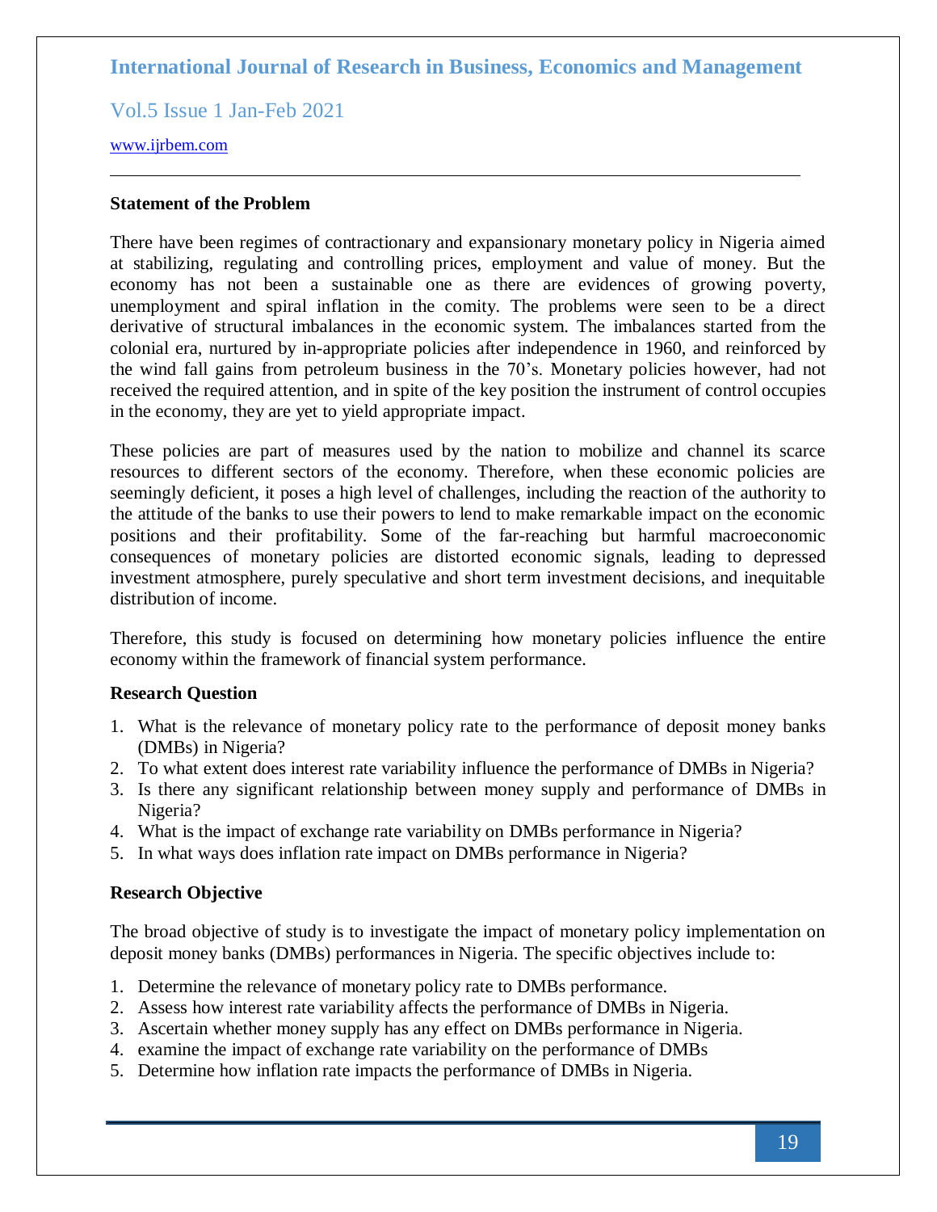### Statement of the Problem

There have been regimes of contractionary and expansionary monetary policy in Nigeria aimed at stabilizing, regulating and controlling prices, employment and value of money. But the economy has not been a sustainable one as there are evidences of growing poverty, unemployment and spiral inflation in the comity. The problems were seen to be a direct derivative of structural imbalances in the economic system. The imbalances started from the colonial era, nurtured by in-appropriate policies after independence in 1960, and reinforced by the wind fall gains from petroleum business in the 70's. Monetary policies however, had not received the required attention, and in spite of the key position the instrument of control occupies in the economy, they are yet to yield appropriate impact.

These policies are part of measures used by the nation to mobilize and channel its scarce resources to different sectors of the economy. Therefore, when these economic policies are seemingly deficient, it poses a high level of challenges, including the reaction of the authority to the attitude of the banks to use their powers to lend to make remarkable impact on the economic positions and their profitability. Some of the far-reaching but harmful macroeconomic consequences of monetary policies are distorted economic signals, leading to depressed investment atmosphere, purely speculative and short term investment decisions, and inequitable distribution of income.

Therefore, this study is focused on determining how monetary policies influence the entire economy within the framework of financial system performance.

### Research Question

1. What is the relevance of monetary policy rate to the performance of deposit money banks (DMBs) in Nigeria?
2. To what extent does interest rate variability influence the performance of DMBs in Nigeria?
3. Is there any significant relationship between money supply and performance of DMBs in Nigeria?
4. What is the impact of exchange rate variability on DMBs performance in Nigeria?
5. In what ways does inflation rate impact on DMBs performance in Nigeria?

### Research Objective

The broad objective of study is to investigate the impact of monetary policy implementation on deposit money banks (DMBs) performances in Nigeria. The specific objectives include to:

1. Determine the relevance of monetary policy rate to DMBs performance.
2. Assess how interest rate variability affects the performance of DMBs in Nigeria.
3. Ascertain whether money supply has any effect on DMBs performance in Nigeria.
4. examine the impact of exchange rate variability on the performance of DMBs
5. Determine how inflation rate impacts the performance of DMBs in Nigeria.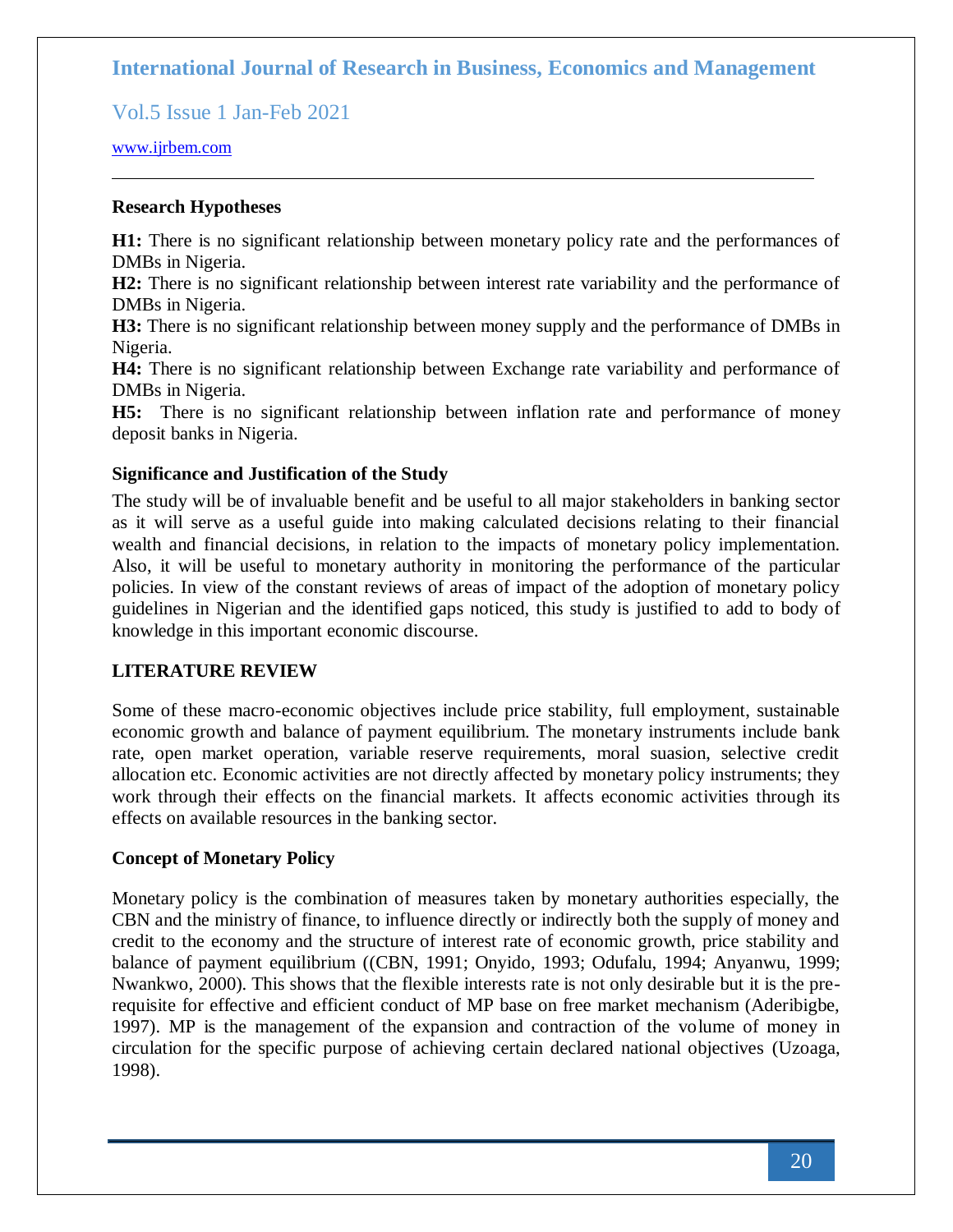### Research Hypotheses

**H1:** There is no significant relationship between monetary policy rate and the performances of DMBs in Nigeria.

**H2:** There is no significant relationship between interest rate variability and the performance of DMBs in Nigeria.

**H3:** There is no significant relationship between money supply and the performance of DMBs in Nigeria.

**H4:** There is no significant relationship between Exchange rate variability and performance of DMBs in Nigeria.

**H5:** There is no significant relationship between inflation rate and performance of money deposit banks in Nigeria.

### Significance and Justification of the Study

The study will be of invaluable benefit and be useful to all major stakeholders in banking sector as it will serve as a useful guide into making calculated decisions relating to their financial wealth and financial decisions, in relation to the impacts of monetary policy implementation. Also, it will be useful to monetary authority in monitoring the performance of the particular policies. In view of the constant reviews of areas of impact of the adoption of monetary policy guidelines in Nigerian and the identified gaps noticed, this study is justified to add to body of knowledge in this important economic discourse.

## LITERATURE REVIEW

Some of these macro-economic objectives include price stability, full employment, sustainable economic growth and balance of payment equilibrium. The monetary instruments include bank rate, open market operation, variable reserve requirements, moral suasion, selective credit allocation etc. Economic activities are not directly affected by monetary policy instruments; they work through their effects on the financial markets. It affects economic activities through its effects on available resources in the banking sector.

### Concept of Monetary Policy

Monetary policy is the combination of measures taken by monetary authorities especially, the CBN and the ministry of finance, to influence directly or indirectly both the supply of money and credit to the economy and the structure of interest rate of economic growth, price stability and balance of payment equilibrium ((CBN, 1991; Onyido, 1993; Odufalu, 1994; Anyanwu, 1999; Nwankwo, 2000). This shows that the flexible interests rate is not only desirable but it is the pre-requisite for effective and efficient conduct of MP base on free market mechanism (Aderibigbe, 1997). MP is the management of the expansion and contraction of the volume of money in circulation for the specific purpose of achieving certain declared national objectives (Uzoaga, 1998).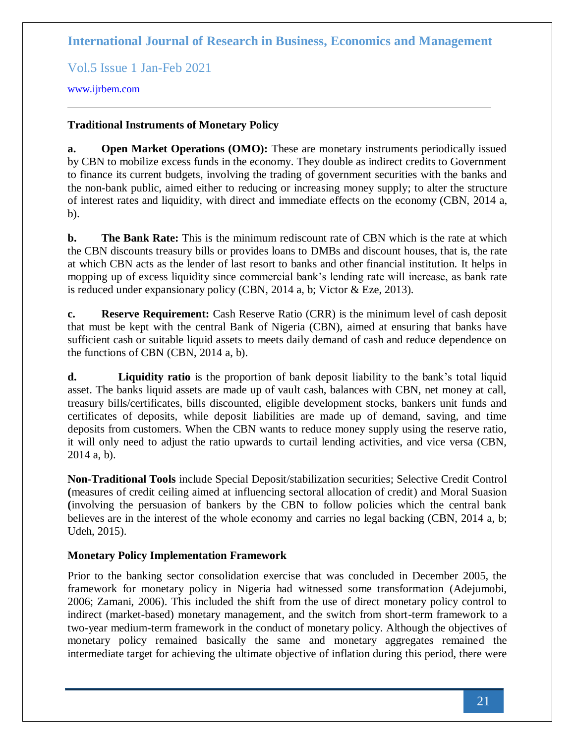### Traditional Instruments of Monetary Policy

**a. Open Market Operations (OMO):** These are monetary instruments periodically issued by CBN to mobilize excess funds in the economy. They double as indirect credits to Government to finance its current budgets, involving the trading of government securities with the banks and the non-bank public, aimed either to reducing or increasing money supply; to alter the structure of interest rates and liquidity, with direct and immediate effects on the economy (CBN, 2014 a, b).

**b. The Bank Rate:** This is the minimum rediscount rate of CBN which is the rate at which the CBN discounts treasury bills or provides loans to DMBs and discount houses, that is, the rate at which CBN acts as the lender of last resort to banks and other financial institution. It helps in mopping up of excess liquidity since commercial bank's lending rate will increase, as bank rate is reduced under expansionary policy (CBN, 2014 a, b; Victor & Eze, 2013).

**c. Reserve Requirement:** Cash Reserve Ratio (CRR) is the minimum level of cash deposit that must be kept with the central Bank of Nigeria (CBN), aimed at ensuring that banks have sufficient cash or suitable liquid assets to meets daily demand of cash and reduce dependence on the functions of CBN (CBN, 2014 a, b).

**d. Liquidity ratio** is the proportion of bank deposit liability to the bank's total liquid asset. The banks liquid assets are made up of vault cash, balances with CBN, net money at call, treasury bills/certificates, bills discounted, eligible development stocks, bankers unit funds and certificates of deposits, while deposit liabilities are made up of demand, saving, and time deposits from customers. When the CBN wants to reduce money supply using the reserve ratio, it will only need to adjust the ratio upwards to curtail lending activities, and vice versa (CBN, 2014 a, b).

**Non-Traditional Tools** include Special Deposit/stabilization securities; Selective Credit Control **(**measures of credit ceiling aimed at influencing sectoral allocation of credit) and Moral Suasion **(**involving the persuasion of bankers by the CBN to follow policies which the central bank believes are in the interest of the whole economy and carries no legal backing (CBN, 2014 a, b; Udeh, 2015).

### Monetary Policy Implementation Framework

Prior to the banking sector consolidation exercise that was concluded in December 2005, the framework for monetary policy in Nigeria had witnessed some transformation (Adejumobi, 2006; Zamani, 2006). This included the shift from the use of direct monetary policy control to indirect (market-based) monetary management, and the switch from short-term framework to a two-year medium-term framework in the conduct of monetary policy. Although the objectives of monetary policy remained basically the same and monetary aggregates remained the intermediate target for achieving the ultimate objective of inflation during this period, there were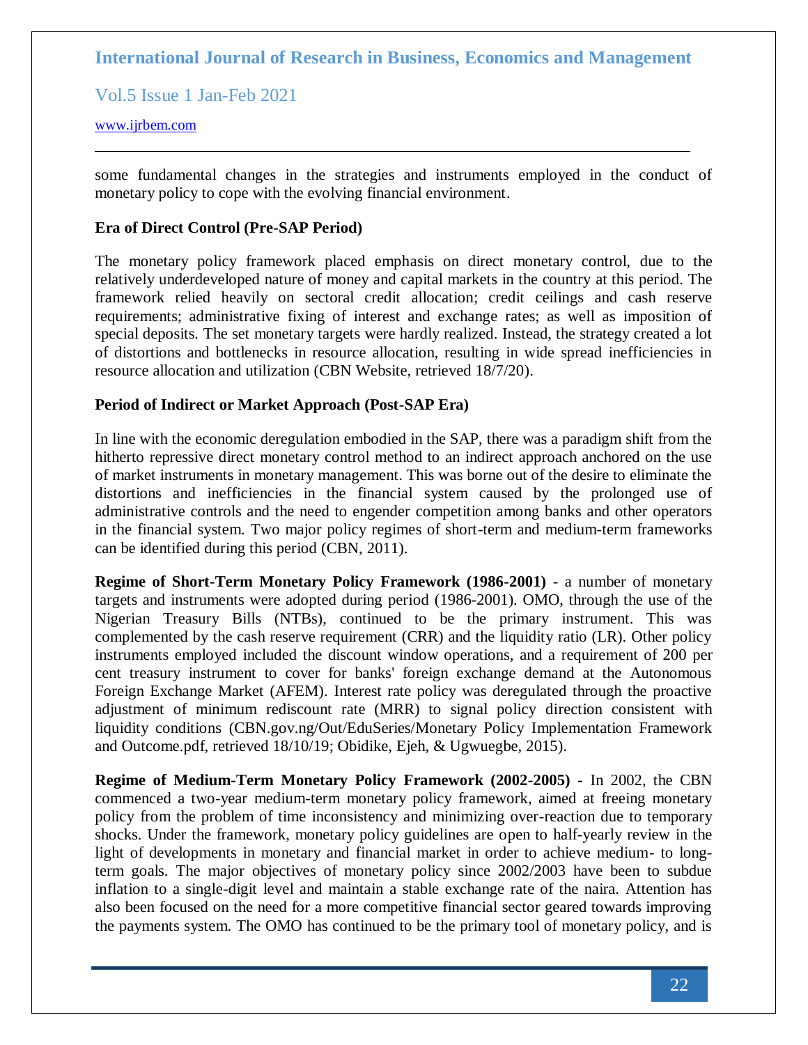some fundamental changes in the strategies and instruments employed in the conduct of monetary policy to cope with the evolving financial environment.

**Era of Direct Control (Pre-SAP Period)**

The monetary policy framework placed emphasis on direct monetary control, due to the relatively underdeveloped nature of money and capital markets in the country at this period. The framework relied heavily on sectoral credit allocation; credit ceilings and cash reserve requirements; administrative fixing of interest and exchange rates; as well as imposition of special deposits. The set monetary targets were hardly realized. Instead, the strategy created a lot of distortions and bottlenecks in resource allocation, resulting in wide spread inefficiencies in resource allocation and utilization (CBN Website, retrieved 18/7/20).

**Period of Indirect or Market Approach (Post-SAP Era)**

In line with the economic deregulation embodied in the SAP, there was a paradigm shift from the hitherto repressive direct monetary control method to an indirect approach anchored on the use of market instruments in monetary management. This was borne out of the desire to eliminate the distortions and inefficiencies in the financial system caused by the prolonged use of administrative controls and the need to engender competition among banks and other operators in the financial system. Two major policy regimes of short-term and medium-term frameworks can be identified during this period (CBN, 2011).

**Regime of Short-Term Monetary Policy Framework (1986-2001)** - a number of monetary targets and instruments were adopted during period (1986-2001). OMO, through the use of the Nigerian Treasury Bills (NTBs), continued to be the primary instrument. This was complemented by the cash reserve requirement (CRR) and the liquidity ratio (LR). Other policy instruments employed included the discount window operations, and a requirement of 200 per cent treasury instrument to cover for banks' foreign exchange demand at the Autonomous Foreign Exchange Market (AFEM). Interest rate policy was deregulated through the proactive adjustment of minimum rediscount rate (MRR) to signal policy direction consistent with liquidity conditions (CBN.gov.ng/Out/EduSeries/Monetary Policy Implementation Framework and Outcome.pdf, retrieved 18/10/19; Obidike, Ejeh, & Ugwuegbe, 2015).

**Regime of Medium-Term Monetary Policy Framework (2002-2005) -** In 2002, the CBN commenced a two-year medium-term monetary policy framework, aimed at freeing monetary policy from the problem of time inconsistency and minimizing over-reaction due to temporary shocks. Under the framework, monetary policy guidelines are open to half-yearly review in the light of developments in monetary and financial market in order to achieve medium- to long-term goals. The major objectives of monetary policy since 2002/2003 have been to subdue inflation to a single-digit level and maintain a stable exchange rate of the naira. Attention has also been focused on the need for a more competitive financial sector geared towards improving the payments system. The OMO has continued to be the primary tool of monetary policy, and is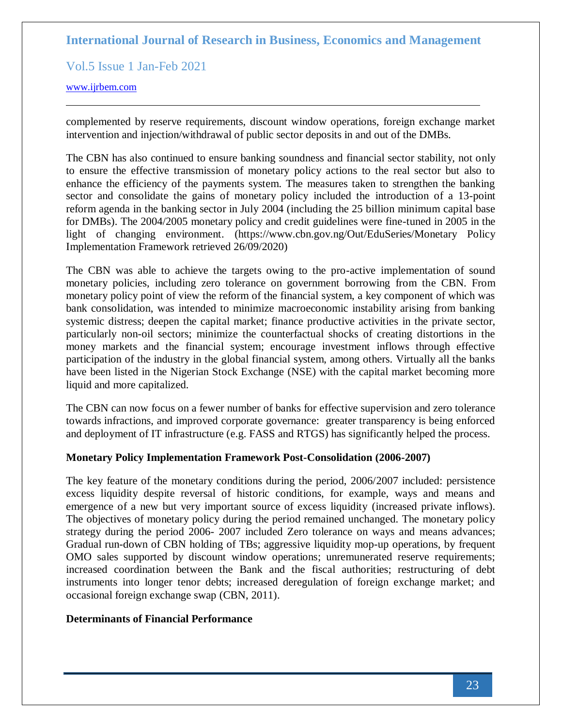complemented by reserve requirements, discount window operations, foreign exchange market intervention and injection/withdrawal of public sector deposits in and out of the DMBs.

The CBN has also continued to ensure banking soundness and financial sector stability, not only to ensure the effective transmission of monetary policy actions to the real sector but also to enhance the efficiency of the payments system. The measures taken to strengthen the banking sector and consolidate the gains of monetary policy included the introduction of a 13-point reform agenda in the banking sector in July 2004 (including the 25 billion minimum capital base for DMBs). The 2004/2005 monetary policy and credit guidelines were fine-tuned in 2005 in the light of changing environment. (https://www.cbn.gov.ng/Out/EduSeries/Monetary Policy Implementation Framework retrieved 26/09/2020)

The CBN was able to achieve the targets owing to the pro-active implementation of sound monetary policies, including zero tolerance on government borrowing from the CBN. From monetary policy point of view the reform of the financial system, a key component of which was bank consolidation, was intended to minimize macroeconomic instability arising from banking systemic distress; deepen the capital market; finance productive activities in the private sector, particularly non-oil sectors; minimize the counterfactual shocks of creating distortions in the money markets and the financial system; encourage investment inflows through effective participation of the industry in the global financial system, among others. Virtually all the banks have been listed in the Nigerian Stock Exchange (NSE) with the capital market becoming more liquid and more capitalized.

The CBN can now focus on a fewer number of banks for effective supervision and zero tolerance towards infractions, and improved corporate governance: greater transparency is being enforced and deployment of IT infrastructure (e.g. FASS and RTGS) has significantly helped the process.

**Monetary Policy Implementation Framework Post-Consolidation (2006-2007)**

The key feature of the monetary conditions during the period, 2006/2007 included: persistence excess liquidity despite reversal of historic conditions, for example, ways and means and emergence of a new but very important source of excess liquidity (increased private inflows). The objectives of monetary policy during the period remained unchanged. The monetary policy strategy during the period 2006- 2007 included Zero tolerance on ways and means advances; Gradual run-down of CBN holding of TBs; aggressive liquidity mop-up operations, by frequent OMO sales supported by discount window operations; unremunerated reserve requirements; increased coordination between the Bank and the fiscal authorities; restructuring of debt instruments into longer tenor debts; increased deregulation of foreign exchange market; and occasional foreign exchange swap (CBN, 2011).

**Determinants of Financial Performance**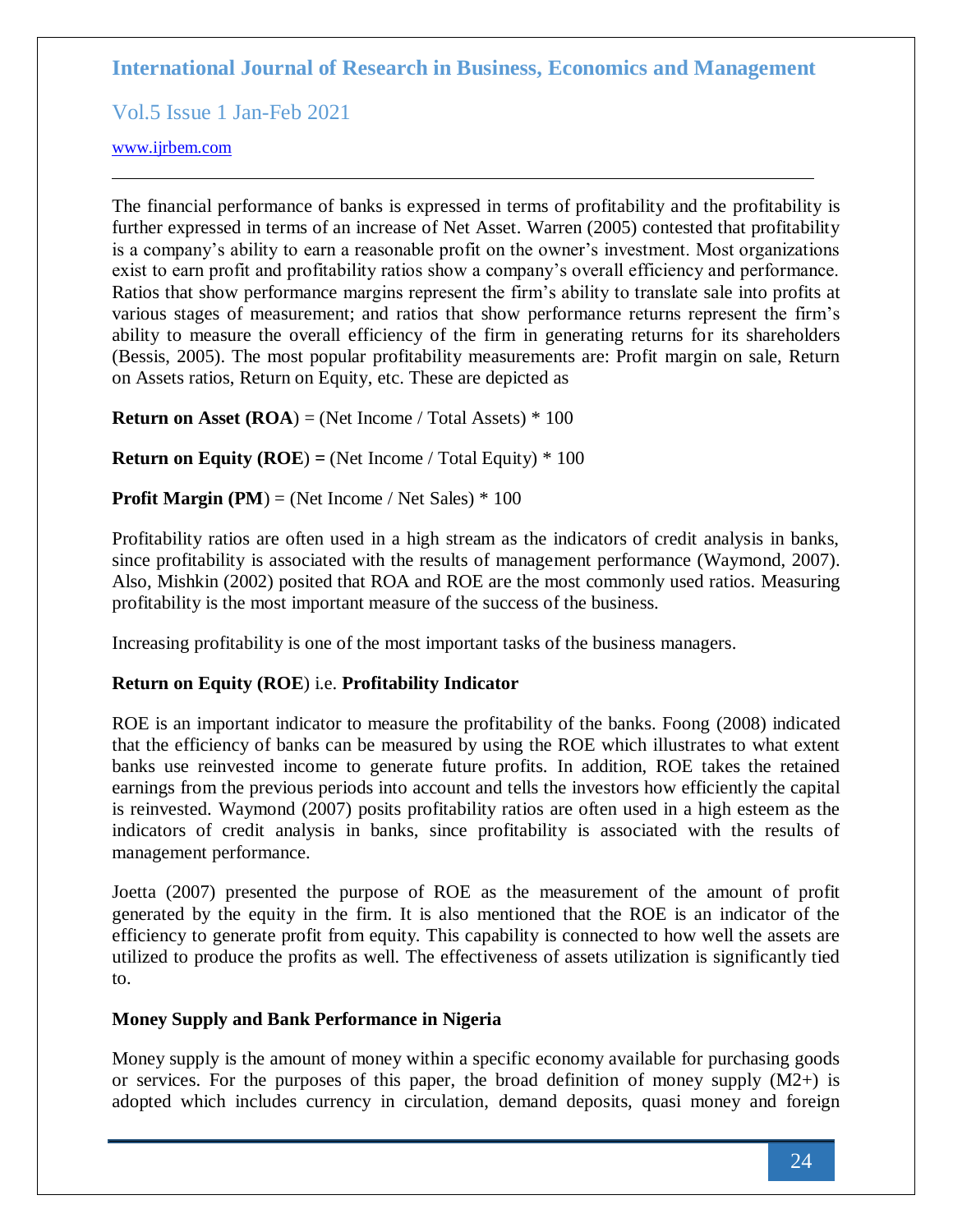The financial performance of banks is expressed in terms of profitability and the profitability is further expressed in terms of an increase of Net Asset. Warren (2005) contested that profitability is a company's ability to earn a reasonable profit on the owner's investment. Most organizations exist to earn profit and profitability ratios show a company's overall efficiency and performance. Ratios that show performance margins represent the firm's ability to translate sale into profits at various stages of measurement; and ratios that show performance returns represent the firm's ability to measure the overall efficiency of the firm in generating returns for its shareholders (Bessis, 2005). The most popular profitability measurements are: Profit margin on sale, Return on Assets ratios, Return on Equity, etc. These are depicted as

**Return on Asset (ROA**) = (Net Income / Total Assets) * 100

**Return on Equity (ROE**) **=** (Net Income / Total Equity) * 100

**Profit Margin (PM**) = (Net Income / Net Sales) * 100

Profitability ratios are often used in a high stream as the indicators of credit analysis in banks, since profitability is associated with the results of management performance (Waymond, 2007). Also, Mishkin (2002) posited that ROA and ROE are the most commonly used ratios. Measuring profitability is the most important measure of the success of the business.

Increasing profitability is one of the most important tasks of the business managers.

### **Return on Equity (ROE**) i.e. **Profitability Indicator**

ROE is an important indicator to measure the profitability of the banks. Foong (2008) indicated that the efficiency of banks can be measured by using the ROE which illustrates to what extent banks use reinvested income to generate future profits. In addition, ROE takes the retained earnings from the previous periods into account and tells the investors how efficiently the capital is reinvested. Waymond (2007) posits profitability ratios are often used in a high esteem as the indicators of credit analysis in banks, since profitability is associated with the results of management performance.

Joetta (2007) presented the purpose of ROE as the measurement of the amount of profit generated by the equity in the firm. It is also mentioned that the ROE is an indicator of the efficiency to generate profit from equity. This capability is connected to how well the assets are utilized to produce the profits as well. The effectiveness of assets utilization is significantly tied to.

### **Money Supply and Bank Performance in Nigeria**

Money supply is the amount of money within a specific economy available for purchasing goods or services. For the purposes of this paper, the broad definition of money supply (M2+) is adopted which includes currency in circulation, demand deposits, quasi money and foreign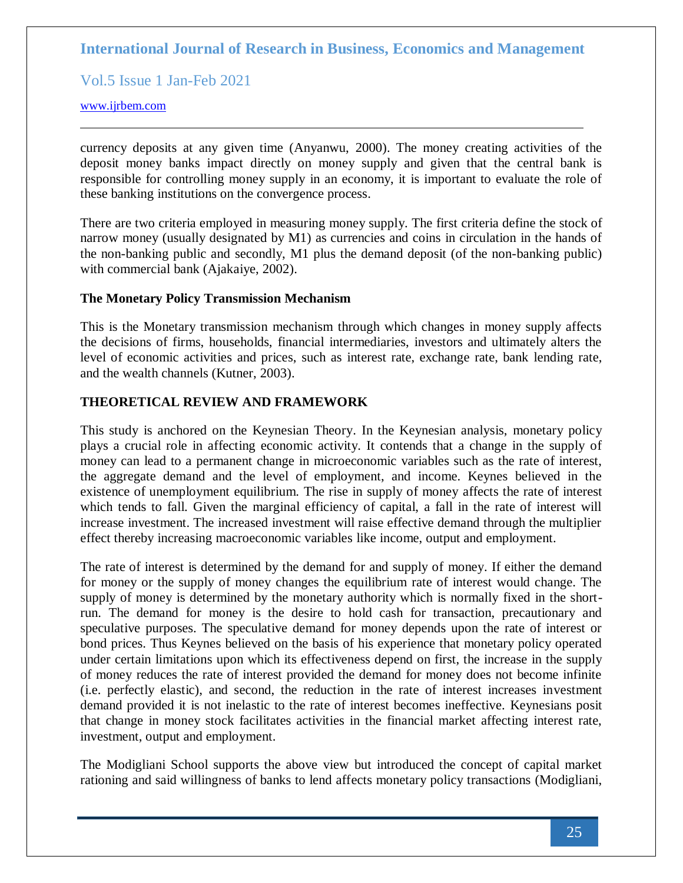currency deposits at any given time (Anyanwu, 2000). The money creating activities of the deposit money banks impact directly on money supply and given that the central bank is responsible for controlling money supply in an economy, it is important to evaluate the role of these banking institutions on the convergence process.

There are two criteria employed in measuring money supply. The first criteria define the stock of narrow money (usually designated by M1) as currencies and coins in circulation in the hands of the non-banking public and secondly, M1 plus the demand deposit (of the non-banking public) with commercial bank (Ajakaiye, 2002).

**The Monetary Policy Transmission Mechanism**

This is the Monetary transmission mechanism through which changes in money supply affects the decisions of firms, households, financial intermediaries, investors and ultimately alters the level of economic activities and prices, such as interest rate, exchange rate, bank lending rate, and the wealth channels (Kutner, 2003).

## THEORETICAL REVIEW AND FRAMEWORK

This study is anchored on the Keynesian Theory. In the Keynesian analysis, monetary policy plays a crucial role in affecting economic activity. It contends that a change in the supply of money can lead to a permanent change in microeconomic variables such as the rate of interest, the aggregate demand and the level of employment, and income. Keynes believed in the existence of unemployment equilibrium. The rise in supply of money affects the rate of interest which tends to fall. Given the marginal efficiency of capital, a fall in the rate of interest will increase investment. The increased investment will raise effective demand through the multiplier effect thereby increasing macroeconomic variables like income, output and employment.

The rate of interest is determined by the demand for and supply of money. If either the demand for money or the supply of money changes the equilibrium rate of interest would change. The supply of money is determined by the monetary authority which is normally fixed in the short-run. The demand for money is the desire to hold cash for transaction, precautionary and speculative purposes. The speculative demand for money depends upon the rate of interest or bond prices. Thus Keynes believed on the basis of his experience that monetary policy operated under certain limitations upon which its effectiveness depend on first, the increase in the supply of money reduces the rate of interest provided the demand for money does not become infinite (i.e. perfectly elastic), and second, the reduction in the rate of interest increases investment demand provided it is not inelastic to the rate of interest becomes ineffective. Keynesians posit that change in money stock facilitates activities in the financial market affecting interest rate, investment, output and employment.

The Modigliani School supports the above view but introduced the concept of capital market rationing and said willingness of banks to lend affects monetary policy transactions (Modigliani,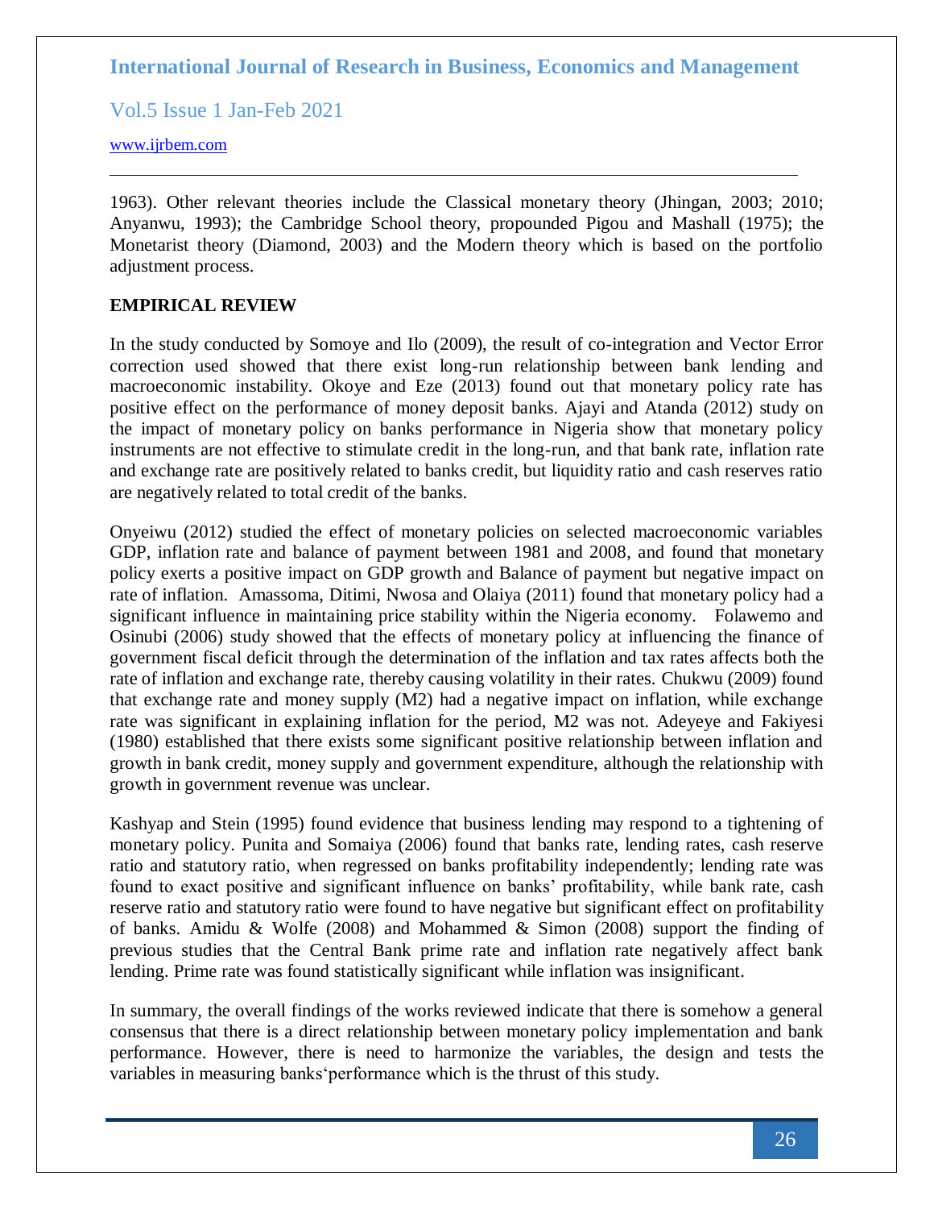1963). Other relevant theories include the Classical monetary theory (Jhingan, 2003; 2010; Anyanwu, 1993); the Cambridge School theory, propounded Pigou and Mashall (1975); the Monetarist theory (Diamond, 2003) and the Modern theory which is based on the portfolio adjustment process.

## EMPIRICAL REVIEW

In the study conducted by Somoye and Ilo (2009), the result of co-integration and Vector Error correction used showed that there exist long-run relationship between bank lending and macroeconomic instability. Okoye and Eze (2013) found out that monetary policy rate has positive effect on the performance of money deposit banks. Ajayi and Atanda (2012) study on the impact of monetary policy on banks performance in Nigeria show that monetary policy instruments are not effective to stimulate credit in the long-run, and that bank rate, inflation rate and exchange rate are positively related to banks credit, but liquidity ratio and cash reserves ratio are negatively related to total credit of the banks.

Onyeiwu (2012) studied the effect of monetary policies on selected macroeconomic variables GDP, inflation rate and balance of payment between 1981 and 2008, and found that monetary policy exerts a positive impact on GDP growth and Balance of payment but negative impact on rate of inflation. Amassoma, Ditimi, Nwosa and Olaiya (2011) found that monetary policy had a significant influence in maintaining price stability within the Nigeria economy. Folawemo and Osinubi (2006) study showed that the effects of monetary policy at influencing the finance of government fiscal deficit through the determination of the inflation and tax rates affects both the rate of inflation and exchange rate, thereby causing volatility in their rates. Chukwu (2009) found that exchange rate and money supply (M2) had a negative impact on inflation, while exchange rate was significant in explaining inflation for the period, M2 was not. Adeyeye and Fakiyesi (1980) established that there exists some significant positive relationship between inflation and growth in bank credit, money supply and government expenditure, although the relationship with growth in government revenue was unclear.

Kashyap and Stein (1995) found evidence that business lending may respond to a tightening of monetary policy. Punita and Somaiya (2006) found that banks rate, lending rates, cash reserve ratio and statutory ratio, when regressed on banks profitability independently; lending rate was found to exact positive and significant influence on banks' profitability, while bank rate, cash reserve ratio and statutory ratio were found to have negative but significant effect on profitability of banks. Amidu & Wolfe (2008) and Mohammed & Simon (2008) support the finding of previous studies that the Central Bank prime rate and inflation rate negatively affect bank lending. Prime rate was found statistically significant while inflation was insignificant.

In summary, the overall findings of the works reviewed indicate that there is somehow a general consensus that there is a direct relationship between monetary policy implementation and bank performance. However, there is need to harmonize the variables, the design and tests the variables in measuring banks'performance which is the thrust of this study.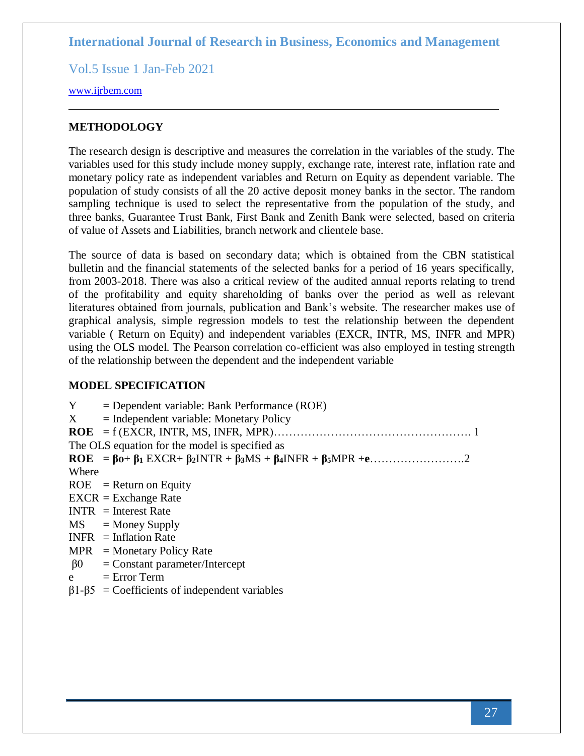## METHODOLOGY

The research design is descriptive and measures the correlation in the variables of the study. The variables used for this study include money supply, exchange rate, interest rate, inflation rate and monetary policy rate as independent variables and Return on Equity as dependent variable. The population of study consists of all the 20 active deposit money banks in the sector. The random sampling technique is used to select the representative from the population of the study, and three banks, Guarantee Trust Bank, First Bank and Zenith Bank were selected, based on criteria of value of Assets and Liabilities, branch network and clientele base.

The source of data is based on secondary data; which is obtained from the CBN statistical bulletin and the financial statements of the selected banks for a period of 16 years specifically, from 2003-2018. There was also a critical review of the audited annual reports relating to trend of the profitability and equity shareholding of banks over the period as well as relevant literatures obtained from journals, publication and Bank's website. The researcher makes use of graphical analysis, simple regression models to test the relationship between the dependent variable ( Return on Equity) and independent variables (EXCR, INTR, MS, INFR and MPR) using the OLS model. The Pearson correlation co-efficient was also employed in testing strength of the relationship between the dependent and the independent variable

## MODEL SPECIFICATION

Y = Dependent variable: Bank Performance (ROE)

X = Independent variable: Monetary Policy

**ROE** = f (EXCR, INTR, MS, INFR, MPR)………………………………………………. 1

The OLS equation for the model is specified as

**ROE** = $\beta_0 + \beta_1$ EXCR+ $\beta_2$INTR + $\beta_3$MS + $\beta_4$INFR + $\beta_5$MPR +**e**…………………….2

Where

ROE = Return on Equity

EXCR = Exchange Rate

INTR = Interest Rate

MS = Money Supply

INFR = Inflation Rate

MPR = Monetary Policy Rate

$\beta_0$ = Constant parameter/Intercept

e = Error Term

$\beta_1$-$\beta_5$ = Coefficients of independent variables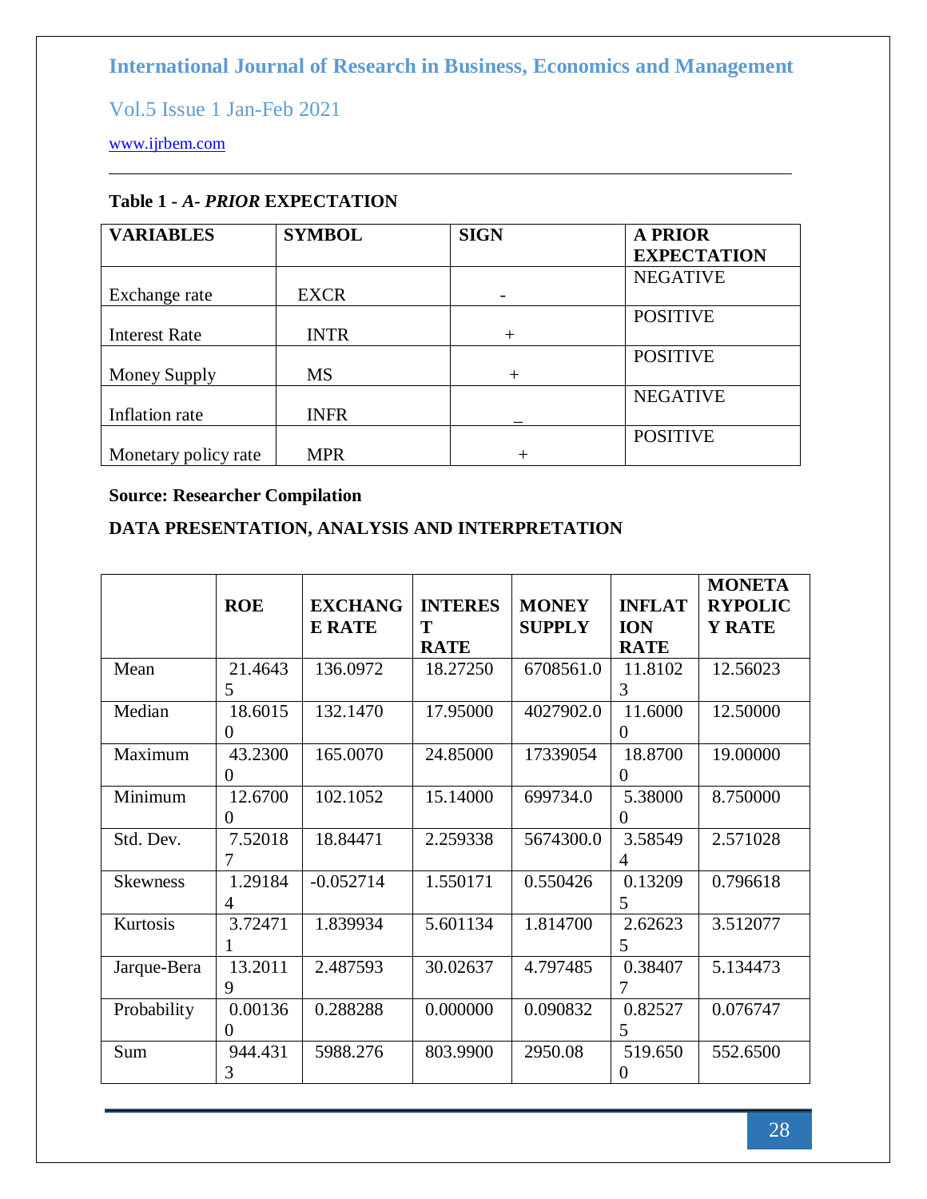**Table 1 - *A- PRIOR* EXPECTATION**

| VARIABLES | SYMBOL | SIGN | A PRIOR EXPECTATION |
|---|---|---|---|
| Exchange rate | EXCR | - | NEGATIVE |
| Interest Rate | INTR | + | POSITIVE |
| Money Supply | MS | + | POSITIVE |
| Inflation rate | INFR | _ | NEGATIVE |
| Monetary policy rate | MPR | + | POSITIVE |

**Source: Researcher Compilation**

**DATA PRESENTATION, ANALYSIS AND INTERPRETATION**

| | ROE | EXCHANGE RATE | INTEREST RATE | MONEY SUPPLY | INFLATION RATE | MONETARYPOLICY RATE |
|---|---|---|---|---|---|---|
| Mean | 21.46435 | 136.0972 | 18.27250 | 6708561.0 | 11.81023 | 12.56023 |
| Median | 18.60150 | 132.1470 | 17.95000 | 4027902.0 | 11.60000 | 12.50000 |
| Maximum | 43.23000 | 165.0070 | 24.85000 | 17339054 | 18.87000 | 19.00000 |
| Minimum | 12.67000 | 102.1052 | 15.14000 | 699734.0 | 5.380000 | 8.750000 |
| Std. Dev. | 7.520187 | 18.84471 | 2.259338 | 5674300.0 | 3.585494 | 2.571028 |
| Skewness | 1.291844 | -0.052714 | 1.550171 | 0.550426 | 0.132095 | 0.796618 |
| Kurtosis | 3.724711 | 1.839934 | 5.601134 | 1.814700 | 2.626235 | 3.512077 |
| Jarque-Bera | 13.20119 | 2.487593 | 30.02637 | 4.797485 | 0.384077 | 5.134473 |
| Probability | 0.001360 | 0.288288 | 0.000000 | 0.090832 | 0.825275 | 0.076747 |
| Sum | 944.4313 | 5988.276 | 803.9900 | 2950.08 | 519.6500 | 552.6500 |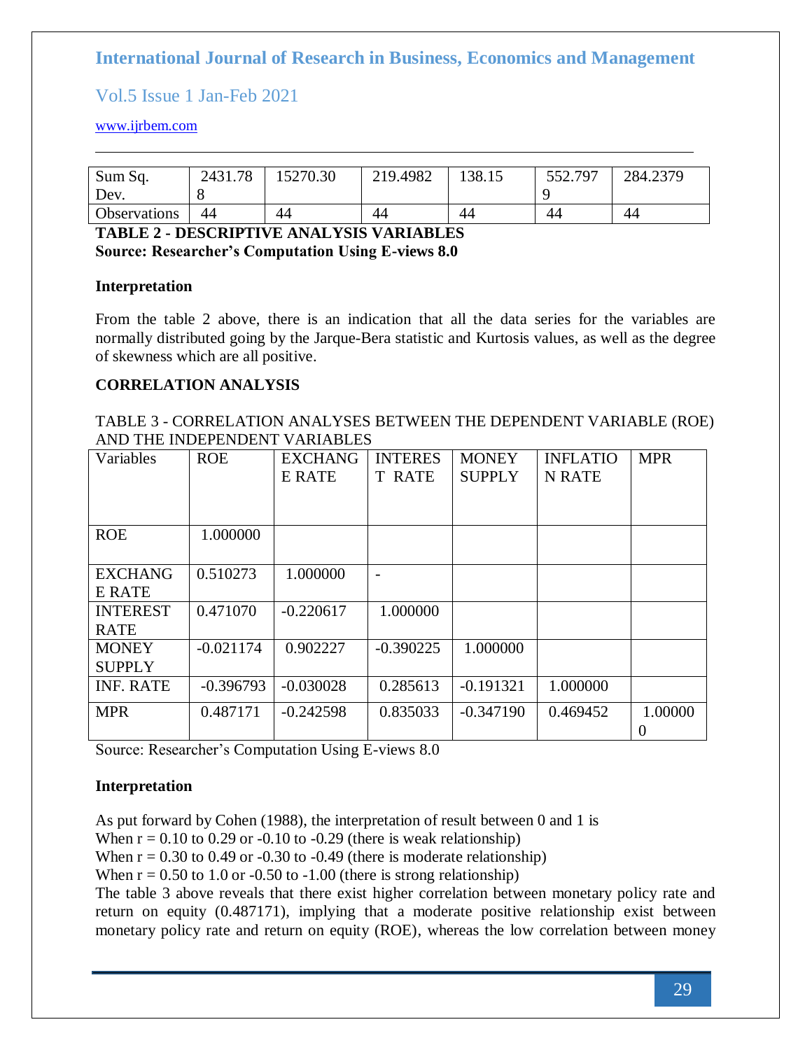| Sum Sq. Dev. | 2431.788 | 15270.30 | 219.4982 | 138.15 | 552.7979 | 284.2379 |
|---|---|---|---|---|---|---|
| Observations | 44 | 44 | 44 | 44 | 44 | 44 |

**TABLE 2 - DESCRIPTIVE ANALYSIS VARIABLES**
**Source: Researcher's Computation Using E-views 8.0**

**Interpretation**

From the table 2 above, there is an indication that all the data series for the variables are normally distributed going by the Jarque-Bera statistic and Kurtosis values, as well as the degree of skewness which are all positive.

**CORRELATION ANALYSIS**

TABLE 3 - CORRELATION ANALYSES BETWEEN THE DEPENDENT VARIABLE (ROE) AND THE INDEPENDENT VARIABLES

| Variables | ROE | EXCHANGE RATE | INTEREST RATE | MONEY SUPPLY | INFLATION RATE | MPR |
|---|---|---|---|---|---|---|
| ROE | 1.000000 | | | | | |
| EXCHANGE RATE | 0.510273 | 1.000000 | - | | | |
| INTEREST RATE | 0.471070 | -0.220617 | 1.000000 | | | |
| MONEY SUPPLY | -0.021174 | 0.902227 | -0.390225 | 1.000000 | | |
| INF. RATE | -0.396793 | -0.030028 | 0.285613 | -0.191321 | 1.000000 | |
| MPR | 0.487171 | -0.242598 | 0.835033 | -0.347190 | 0.469452 | 1.000000 |

Source: Researcher's Computation Using E-views 8.0

**Interpretation**

As put forward by Cohen (1988), the interpretation of result between 0 and 1 is
When r = 0.10 to 0.29 or -0.10 to -0.29 (there is weak relationship)
When r = 0.30 to 0.49 or -0.30 to -0.49 (there is moderate relationship)
When r = 0.50 to 1.0 or -0.50 to -1.00 (there is strong relationship)
The table 3 above reveals that there exist higher correlation between monetary policy rate and return on equity (0.487171), implying that a moderate positive relationship exist between monetary policy rate and return on equity (ROE), whereas the low correlation between money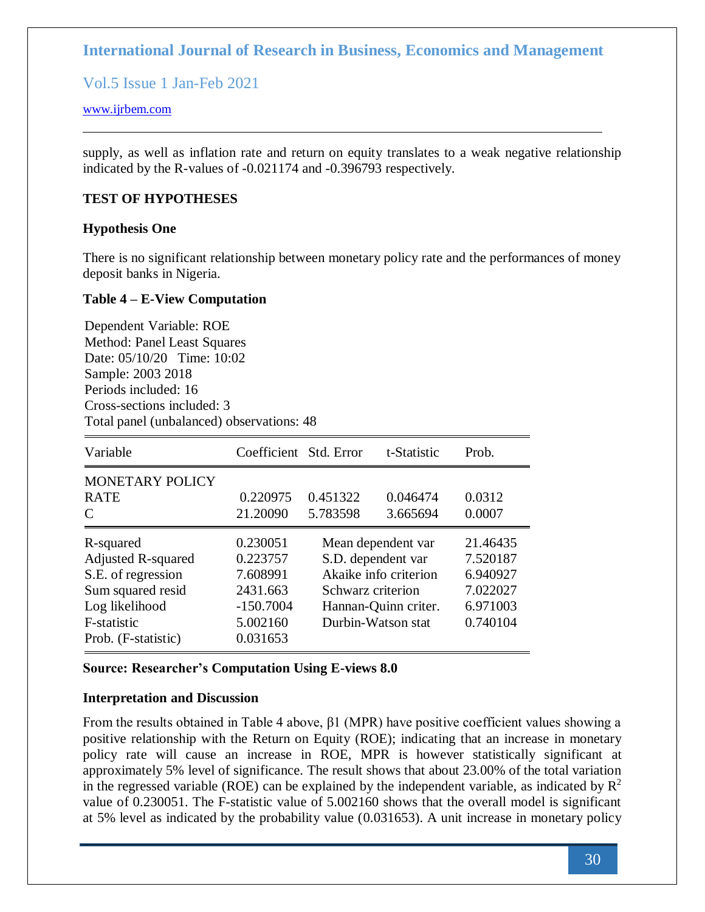supply, as well as inflation rate and return on equity translates to a weak negative relationship indicated by the R-values of -0.021174 and -0.396793 respectively.

**TEST OF HYPOTHESES**

**Hypothesis One**

There is no significant relationship between monetary policy rate and the performances of money deposit banks in Nigeria.

**Table 4 – E-View Computation**

Dependent Variable: ROE
Method: Panel Least Squares
Date: 05/10/20 Time: 10:02
Sample: 2003 2018
Periods included: 16
Cross-sections included: 3
Total panel (unbalanced) observations: 48

| Variable | Coefficient | Std. Error | t-Statistic | Prob. |
|---|---|---|---|---|
| MONETARY POLICY RATE | 0.220975 | 0.451322 | 0.046474 | 0.0312 |
| C | 21.20090 | 5.783598 | 3.665694 | 0.0007 |
| R-squared | 0.230051 | Mean dependent var | | 21.46435 |
| Adjusted R-squared | 0.223757 | S.D. dependent var | | 7.520187 |
| S.E. of regression | 7.608991 | Akaike info criterion | | 6.940927 |
| Sum squared resid | 2431.663 | Schwarz criterion | | 7.022027 |
| Log likelihood | -150.7004 | Hannan-Quinn criter. | | 6.971003 |
| F-statistic | 5.002160 | Durbin-Watson stat | | 0.740104 |
| Prob. (F-statistic) | 0.031653 | | | |

**Source: Researcher's Computation Using E-views 8.0**

**Interpretation and Discussion**

From the results obtained in Table 4 above, β1 (MPR) have positive coefficient values showing a positive relationship with the Return on Equity (ROE); indicating that an increase in monetary policy rate will cause an increase in ROE, MPR is however statistically significant at approximately 5% level of significance. The result shows that about 23.00% of the total variation in the regressed variable (ROE) can be explained by the independent variable, as indicated by $R^2$ value of 0.230051. The F-statistic value of 5.002160 shows that the overall model is significant at 5% level as indicated by the probability value (0.031653). A unit increase in monetary policy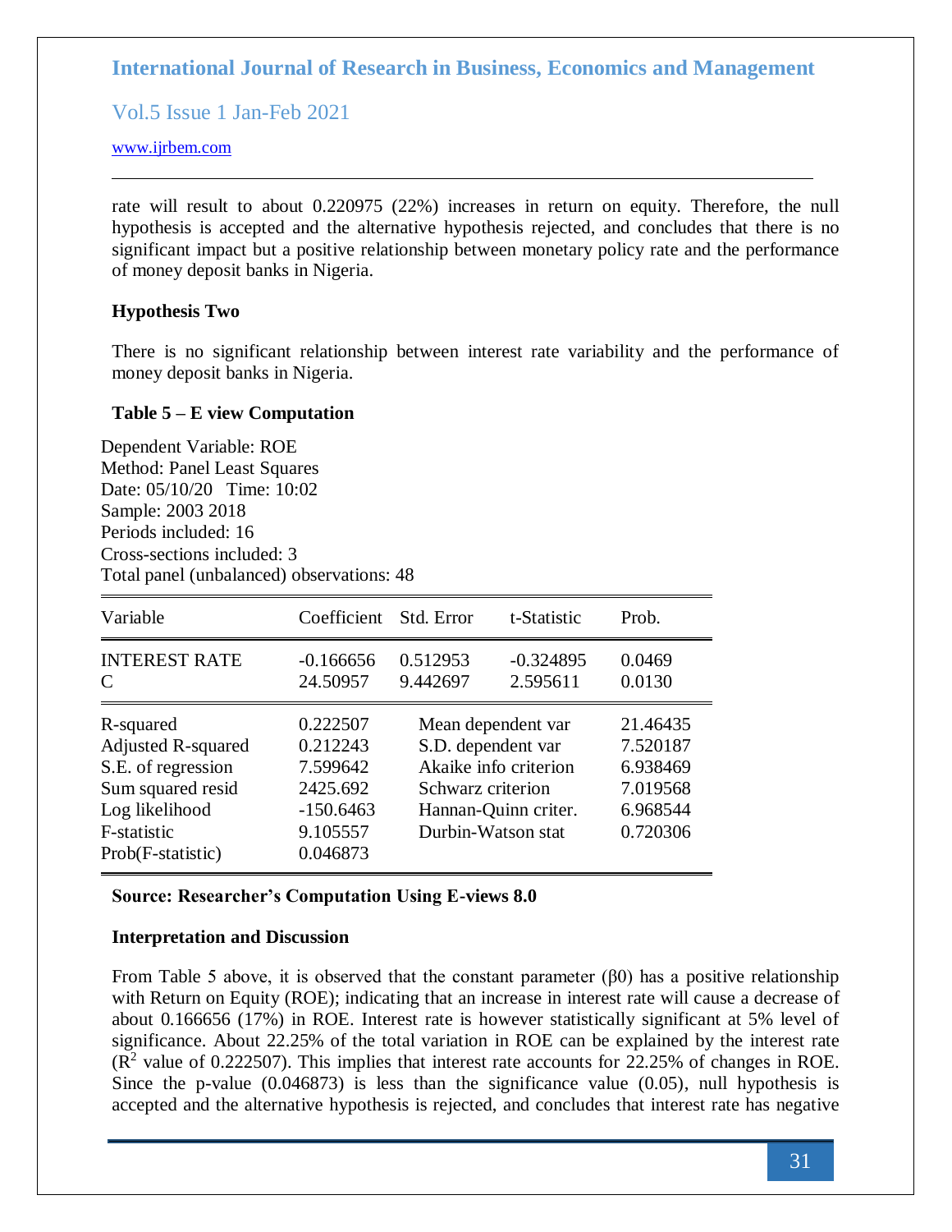rate will result to about 0.220975 (22%) increases in return on equity. Therefore, the null hypothesis is accepted and the alternative hypothesis rejected, and concludes that there is no significant impact but a positive relationship between monetary policy rate and the performance of money deposit banks in Nigeria.

### Hypothesis Two

There is no significant relationship between interest rate variability and the performance of money deposit banks in Nigeria.

**Table 5 – E view Computation**

Dependent Variable: ROE
Method: Panel Least Squares
Date: 05/10/20 Time: 10:02
Sample: 2003 2018
Periods included: 16
Cross-sections included: 3
Total panel (unbalanced) observations: 48

| Variable | Coefficient | Std. Error | t-Statistic | Prob. |
|---|---|---|---|---|
| INTEREST RATE | -0.166656 | 0.512953 | -0.324895 | 0.0469 |
| C | 24.50957 | 9.442697 | 2.595611 | 0.0130 |

| | | | |
|---|---|---|---|
| R-squared | 0.222507 | Mean dependent var | 21.46435 |
| Adjusted R-squared | 0.212243 | S.D. dependent var | 7.520187 |
| S.E. of regression | 7.599642 | Akaike info criterion | 6.938469 |
| Sum squared resid | 2425.692 | Schwarz criterion | 7.019568 |
| Log likelihood | -150.6463 | Hannan-Quinn criter. | 6.968544 |
| F-statistic | 9.105557 | Durbin-Watson stat | 0.720306 |
| Prob(F-statistic) | 0.046873 | | |

**Source: Researcher's Computation Using E-views 8.0**

### Interpretation and Discussion

From Table 5 above, it is observed that the constant parameter ($\beta 0$) has a positive relationship with Return on Equity (ROE); indicating that an increase in interest rate will cause a decrease of about 0.166656 (17%) in ROE. Interest rate is however statistically significant at 5% level of significance. About 22.25% of the total variation in ROE can be explained by the interest rate ($R^2$ value of 0.222507). This implies that interest rate accounts for 22.25% of changes in ROE. Since the p-value (0.046873) is less than the significance value (0.05), null hypothesis is accepted and the alternative hypothesis is rejected, and concludes that interest rate has negative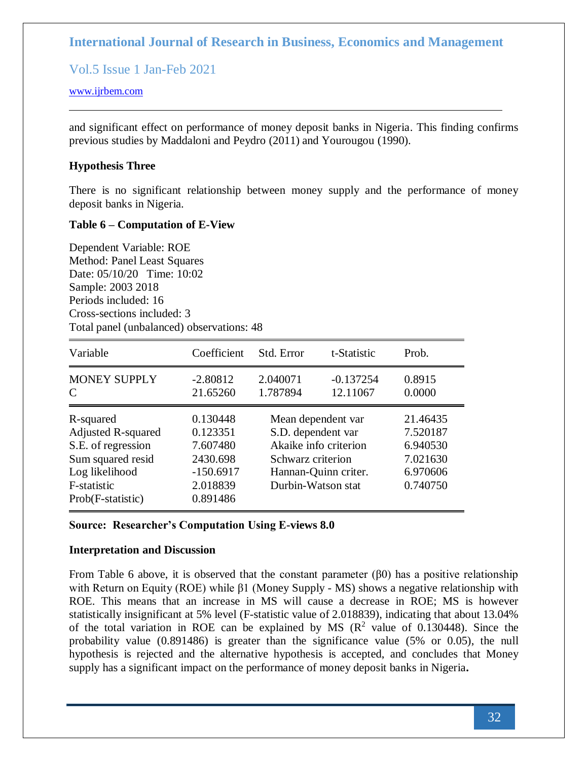and significant effect on performance of money deposit banks in Nigeria. This finding confirms previous studies by Maddaloni and Peydro (2011) and Yourougou (1990).

**Hypothesis Three**

There is no significant relationship between money supply and the performance of money deposit banks in Nigeria.

**Table 6 – Computation of E-View**

Dependent Variable: ROE
Method: Panel Least Squares
Date: 05/10/20 Time: 10:02
Sample: 2003 2018
Periods included: 16
Cross-sections included: 3
Total panel (unbalanced) observations: 48

| Variable | Coefficient | Std. Error | t-Statistic | Prob. |
|---|---|---|---|---|
| MONEY SUPPLY | -2.80812 | 2.040071 | -0.137254 | 0.8915 |
| C | 21.65260 | 1.787894 | 12.11067 | 0.0000 |
| R-squared | 0.130448 | Mean dependent var | | 21.46435 |
| Adjusted R-squared | 0.123351 | S.D. dependent var | | 7.520187 |
| S.E. of regression | 7.607480 | Akaike info criterion | | 6.940530 |
| Sum squared resid | 2430.698 | Schwarz criterion | | 7.021630 |
| Log likelihood | -150.6917 | Hannan-Quinn criter. | | 6.970606 |
| F-statistic | 2.018839 | Durbin-Watson stat | | 0.740750 |
| Prob(F-statistic) | 0.891486 | | | |

**Source: Researcher's Computation Using E-views 8.0**

**Interpretation and Discussion**

From Table 6 above, it is observed that the constant parameter (β0) has a positive relationship with Return on Equity (ROE) while β1 (Money Supply - MS) shows a negative relationship with ROE. This means that an increase in MS will cause a decrease in ROE; MS is however statistically insignificant at 5% level (F-statistic value of 2.018839), indicating that about 13.04% of the total variation in ROE can be explained by MS ($R^2$ value of 0.130448). Since the probability value (0.891486) is greater than the significance value (5% or 0.05), the null hypothesis is rejected and the alternative hypothesis is accepted, and concludes that Money supply has a significant impact on the performance of money deposit banks in Nigeria**.**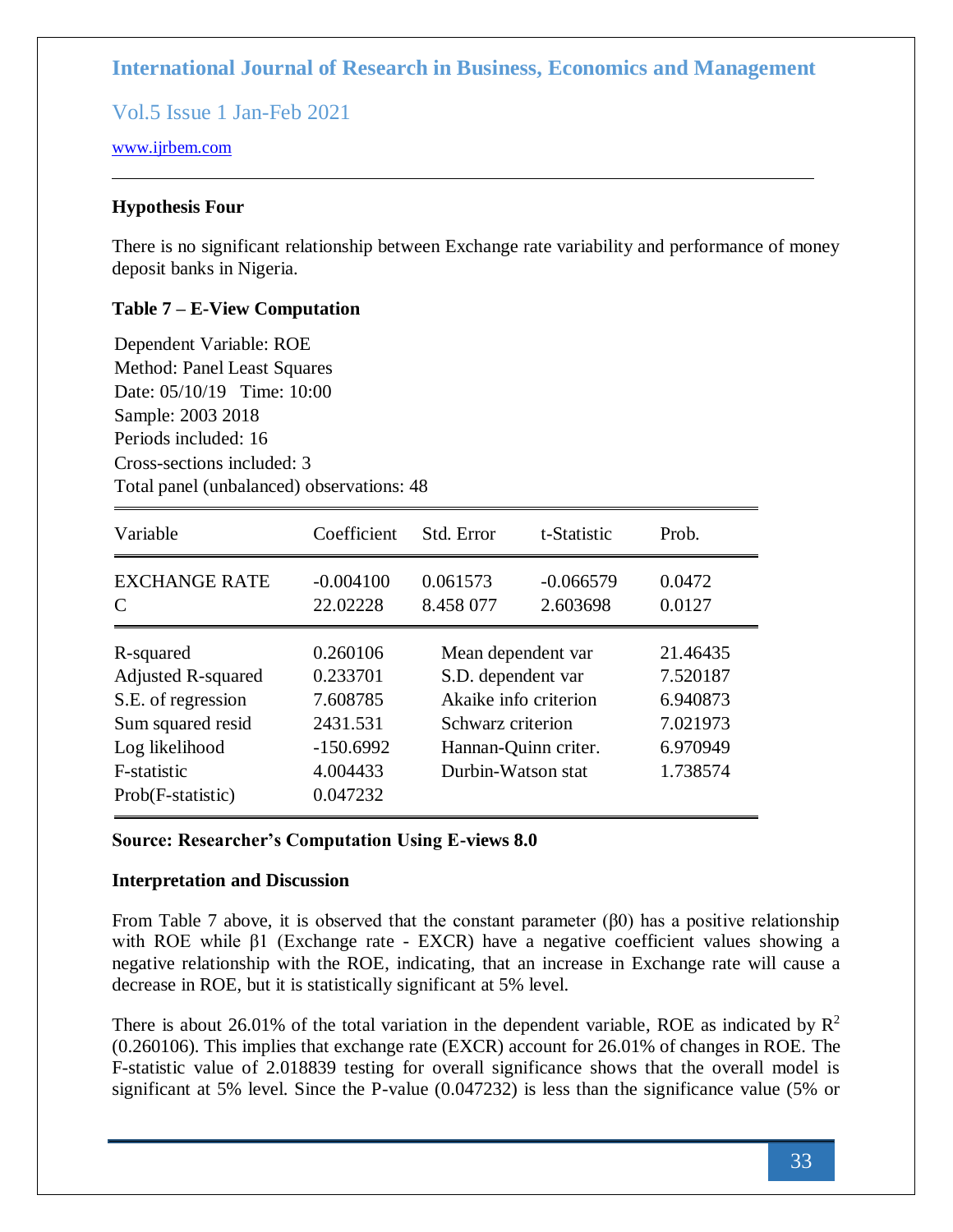**Hypothesis Four**

There is no significant relationship between Exchange rate variability and performance of money deposit banks in Nigeria.

**Table 7 – E-View Computation**

Dependent Variable: ROE
Method: Panel Least Squares
Date: 05/10/19 Time: 10:00
Sample: 2003 2018
Periods included: 16
Cross-sections included: 3
Total panel (unbalanced) observations: 48

| Variable | Coefficient | Std. Error | t-Statistic | Prob. |
|---|---|---|---|---|
| EXCHANGE RATE | -0.004100 | 0.061573 | -0.066579 | 0.0472 |
| C | 22.02228 | 8.458 077 | 2.603698 | 0.0127 |

| | | | |
|---|---|---|---|
| R-squared | 0.260106 | Mean dependent var | 21.46435 |
| Adjusted R-squared | 0.233701 | S.D. dependent var | 7.520187 |
| S.E. of regression | 7.608785 | Akaike info criterion | 6.940873 |
| Sum squared resid | 2431.531 | Schwarz criterion | 7.021973 |
| Log likelihood | -150.6992 | Hannan-Quinn criter. | 6.970949 |
| F-statistic | 4.004433 | Durbin-Watson stat | 1.738574 |
| Prob(F-statistic) | 0.047232 | | |

**Source: Researcher's Computation Using E-views 8.0**

**Interpretation and Discussion**

From Table 7 above, it is observed that the constant parameter (β0) has a positive relationship with ROE while β1 (Exchange rate - EXCR) have a negative coefficient values showing a negative relationship with the ROE, indicating, that an increase in Exchange rate will cause a decrease in ROE, but it is statistically significant at 5% level.

There is about 26.01% of the total variation in the dependent variable, ROE as indicated by $R^2$ (0.260106). This implies that exchange rate (EXCR) account for 26.01% of changes in ROE. The F-statistic value of 2.018839 testing for overall significance shows that the overall model is significant at 5% level. Since the P-value (0.047232) is less than the significance value (5% or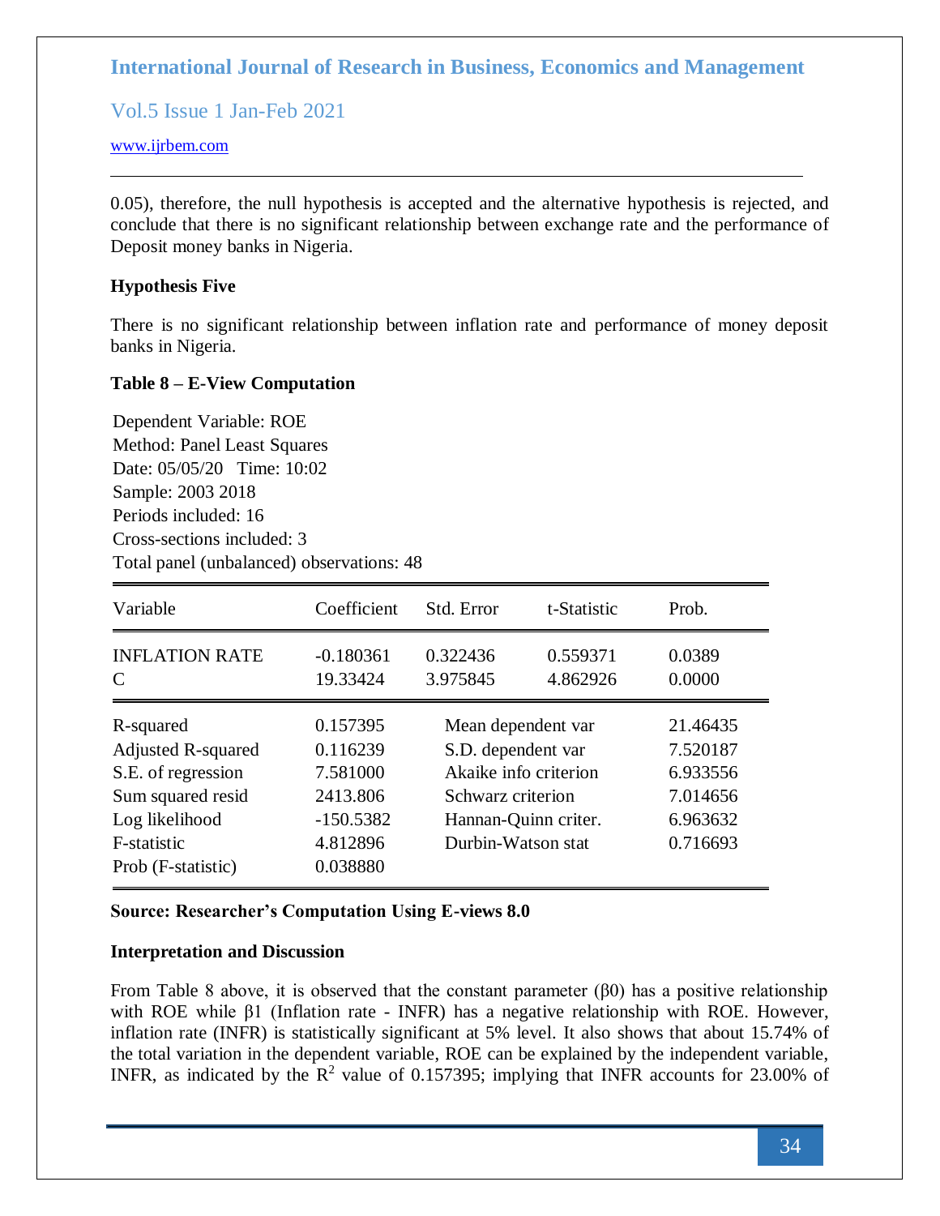0.05), therefore, the null hypothesis is accepted and the alternative hypothesis is rejected, and conclude that there is no significant relationship between exchange rate and the performance of Deposit money banks in Nigeria.

**Hypothesis Five**

There is no significant relationship between inflation rate and performance of money deposit banks in Nigeria.

**Table 8 – E-View Computation**

Dependent Variable: ROE
Method: Panel Least Squares
Date: 05/05/20 Time: 10:02
Sample: 2003 2018
Periods included: 16
Cross-sections included: 3
Total panel (unbalanced) observations: 48

| Variable | Coefficient | Std. Error | t-Statistic | Prob. |
|---|---|---|---|---|
| INFLATION RATE | -0.180361 | 0.322436 | 0.559371 | 0.0389 |
| C | 19.33424 | 3.975845 | 4.862926 | 0.0000 |
| R-squared | 0.157395 | Mean dependent var | | 21.46435 |
| Adjusted R-squared | 0.116239 | S.D. dependent var | | 7.520187 |
| S.E. of regression | 7.581000 | Akaike info criterion | | 6.933556 |
| Sum squared resid | 2413.806 | Schwarz criterion | | 7.014656 |
| Log likelihood | -150.5382 | Hannan-Quinn criter. | | 6.963632 |
| F-statistic | 4.812896 | Durbin-Watson stat | | 0.716693 |
| Prob (F-statistic) | 0.038880 | | | |

**Source: Researcher's Computation Using E-views 8.0**

**Interpretation and Discussion**

From Table 8 above, it is observed that the constant parameter ($\beta 0$) has a positive relationship with ROE while $\beta 1$ (Inflation rate - INFR) has a negative relationship with ROE. However, inflation rate (INFR) is statistically significant at 5% level. It also shows that about 15.74% of the total variation in the dependent variable, ROE can be explained by the independent variable, INFR, as indicated by the $R^2$ value of 0.157395; implying that INFR accounts for 23.00% of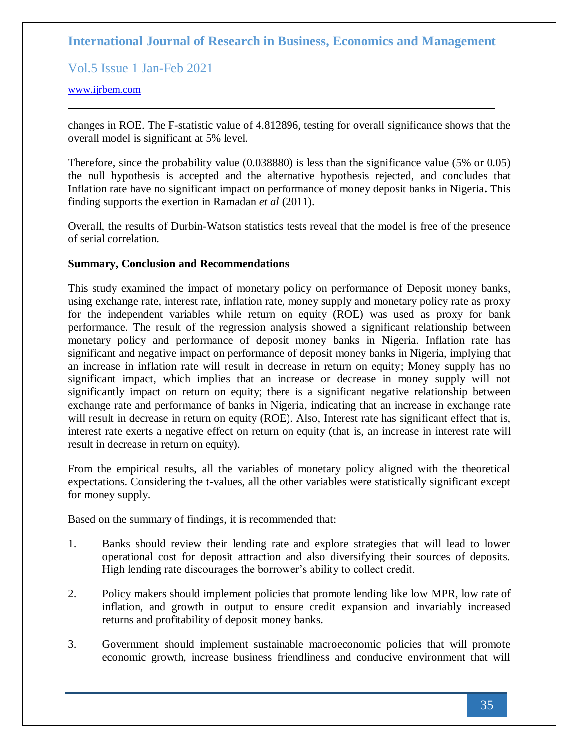changes in ROE. The F-statistic value of 4.812896, testing for overall significance shows that the overall model is significant at 5% level.

Therefore, since the probability value (0.038880) is less than the significance value (5% or 0.05) the null hypothesis is accepted and the alternative hypothesis rejected, and concludes that Inflation rate have no significant impact on performance of money deposit banks in Nigeria**.** This finding supports the exertion in Ramadan *et al* (2011).

Overall, the results of Durbin-Watson statistics tests reveal that the model is free of the presence of serial correlation.

**Summary, Conclusion and Recommendations**

This study examined the impact of monetary policy on performance of Deposit money banks, using exchange rate, interest rate, inflation rate, money supply and monetary policy rate as proxy for the independent variables while return on equity (ROE) was used as proxy for bank performance. The result of the regression analysis showed a significant relationship between monetary policy and performance of deposit money banks in Nigeria. Inflation rate has significant and negative impact on performance of deposit money banks in Nigeria, implying that an increase in inflation rate will result in decrease in return on equity; Money supply has no significant impact, which implies that an increase or decrease in money supply will not significantly impact on return on equity; there is a significant negative relationship between exchange rate and performance of banks in Nigeria, indicating that an increase in exchange rate will result in decrease in return on equity (ROE). Also, Interest rate has significant effect that is, interest rate exerts a negative effect on return on equity (that is, an increase in interest rate will result in decrease in return on equity).

From the empirical results, all the variables of monetary policy aligned with the theoretical expectations. Considering the t-values, all the other variables were statistically significant except for money supply.

Based on the summary of findings, it is recommended that:

1. Banks should review their lending rate and explore strategies that will lead to lower operational cost for deposit attraction and also diversifying their sources of deposits. High lending rate discourages the borrower's ability to collect credit.

2. Policy makers should implement policies that promote lending like low MPR, low rate of inflation, and growth in output to ensure credit expansion and invariably increased returns and profitability of deposit money banks.

3. Government should implement sustainable macroeconomic policies that will promote economic growth, increase business friendliness and conducive environment that will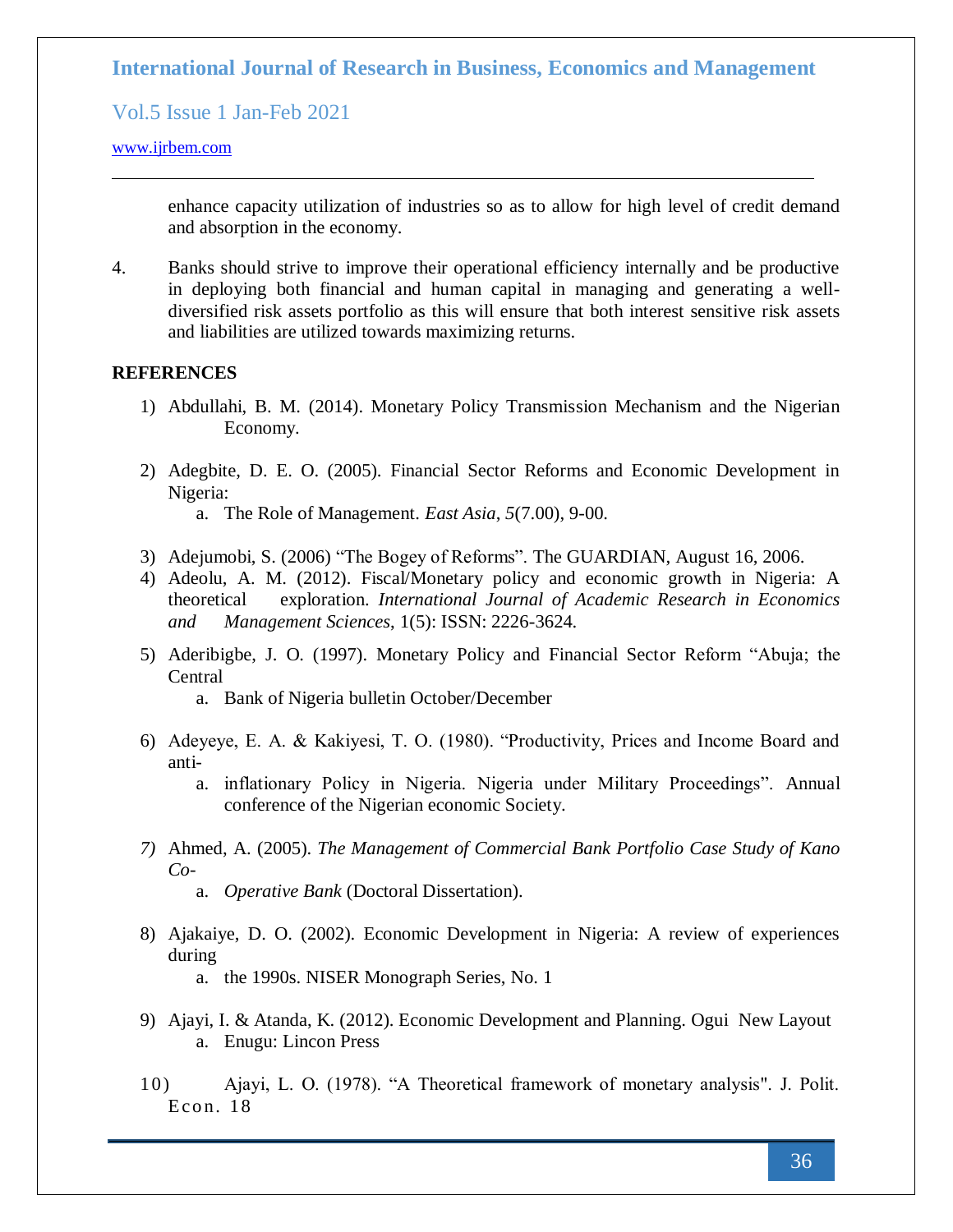enhance capacity utilization of industries so as to allow for high level of credit demand and absorption in the economy.

4. Banks should strive to improve their operational efficiency internally and be productive in deploying both financial and human capital in managing and generating a well-diversified risk assets portfolio as this will ensure that both interest sensitive risk assets and liabilities are utilized towards maximizing returns.

**REFERENCES**

1) Abdullahi, B. M. (2014). Monetary Policy Transmission Mechanism and the Nigerian Economy.

2) Adegbite, D. E. O. (2005). Financial Sector Reforms and Economic Development in Nigeria:
   a. The Role of Management. *East Asia*, *5*(7.00), 9-00.

3) Adejumobi, S. (2006) "The Bogey of Reforms". The GUARDIAN, August 16, 2006.

4) Adeolu, A. M. (2012). Fiscal/Monetary policy and economic growth in Nigeria: A theoretical exploration. *International Journal of Academic Research in Economics and Management Sciences*, 1(5): ISSN: 2226-3624.

5) Aderibigbe, J. O. (1997). Monetary Policy and Financial Sector Reform "Abuja; the Central
   a. Bank of Nigeria bulletin October/December

6) Adeyeye, E. A. & Kakiyesi, T. O. (1980). "Productivity, Prices and Income Board and anti-
   a. inflationary Policy in Nigeria. Nigeria under Military Proceedings". Annual conference of the Nigerian economic Society.

7) Ahmed, A. (2005). *The Management of Commercial Bank Portfolio Case Study of Kano Co-*
   a. *Operative Bank* (Doctoral Dissertation).

8) Ajakaiye, D. O. (2002). Economic Development in Nigeria: A review of experiences during
   a. the 1990s. NISER Monograph Series, No. 1

9) Ajayi, I. & Atanda, K. (2012). Economic Development and Planning. Ogui New Layout
   a. Enugu: Lincon Press

10) Ajayi, L. O. (1978). "A Theoretical framework of monetary analysis". J. Polit. Econ. 18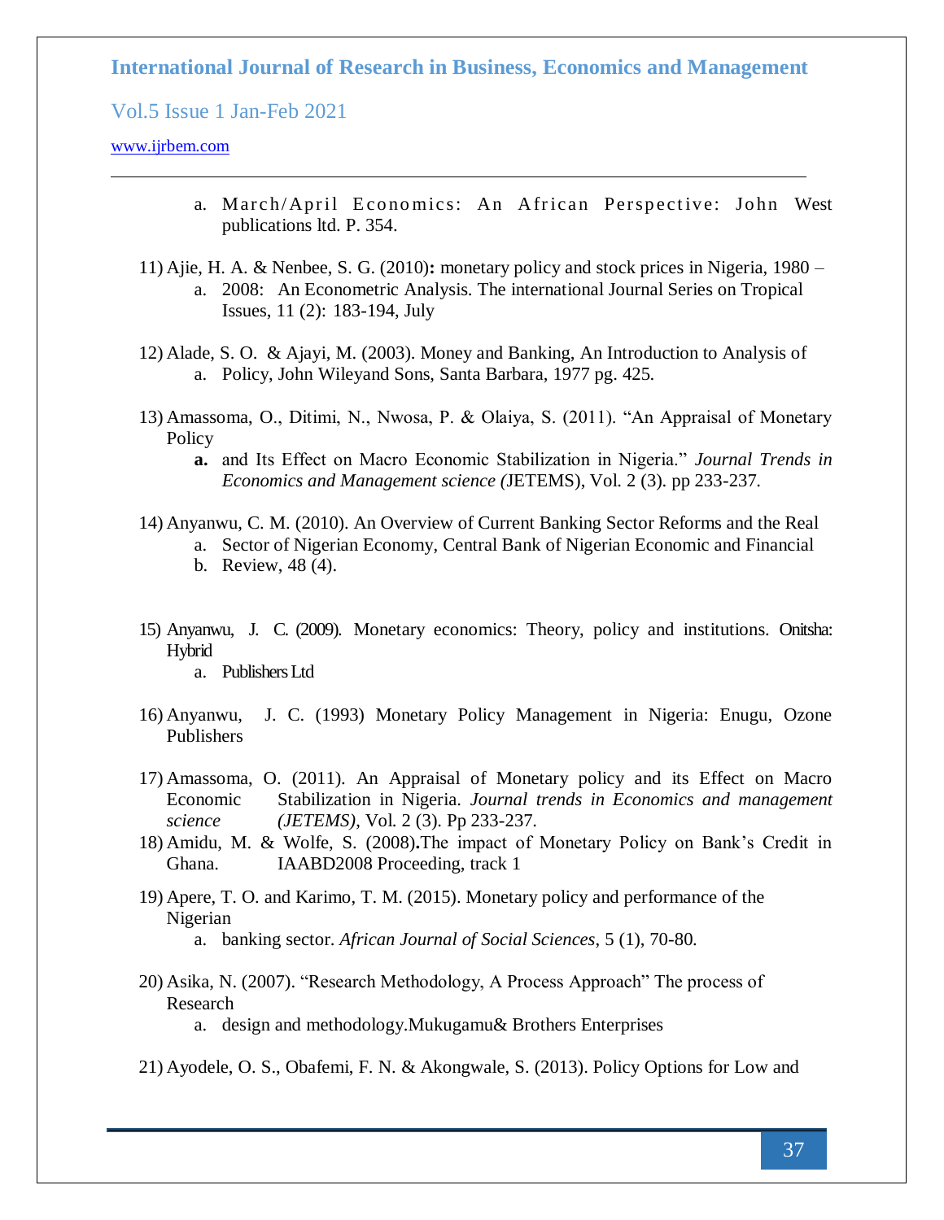a. March/April Economics: An African Perspective: John West publications ltd. P. 354.

11) Ajie, H. A. & Nenbee, S. G. (2010)**:** monetary policy and stock prices in Nigeria, 1980 –
    a. 2008: An Econometric Analysis. The international Journal Series on Tropical Issues, 11 (2): 183-194, July

12) Alade, S. O. & Ajayi, M. (2003). Money and Banking, An Introduction to Analysis of
    a. Policy, John Wileyand Sons, Santa Barbara, 1977 pg. 425.

13) Amassoma, O., Ditimi, N., Nwosa, P. & Olaiya, S. (2011). "An Appraisal of Monetary Policy
    **a.** and Its Effect on Macro Economic Stabilization in Nigeria." *Journal Trends in Economics and Management science (*JETEMS), Vol. 2 (3). pp 233-237.

14) Anyanwu, C. M. (2010). An Overview of Current Banking Sector Reforms and the Real
    a. Sector of Nigerian Economy, Central Bank of Nigerian Economic and Financial
    b. Review, 48 (4).

15) Anyanwu, J. C. (2009). Monetary economics: Theory, policy and institutions. Onitsha: Hybrid
    a. Publishers Ltd

16) Anyanwu, J. C. (1993) Monetary Policy Management in Nigeria: Enugu, Ozone Publishers

17) Amassoma, O. (2011). An Appraisal of Monetary policy and its Effect on Macro Economic Stabilization in Nigeria. *Journal trends in Economics and management science (JETEMS)*, Vol. 2 (3). Pp 233-237.

18) Amidu, M. & Wolfe, S. (2008)**.**The impact of Monetary Policy on Bank's Credit in Ghana. IAABD2008 Proceeding, track 1

19) Apere, T. O. and Karimo, T. M. (2015). Monetary policy and performance of the Nigerian
    a. banking sector. *African Journal of Social Sciences*, 5 (1), 70-80.

20) Asika, N. (2007). "Research Methodology, A Process Approach" The process of Research
    a. design and methodology.Mukugamu& Brothers Enterprises

21) Ayodele, O. S., Obafemi, F. N. & Akongwale, S. (2013). Policy Options for Low and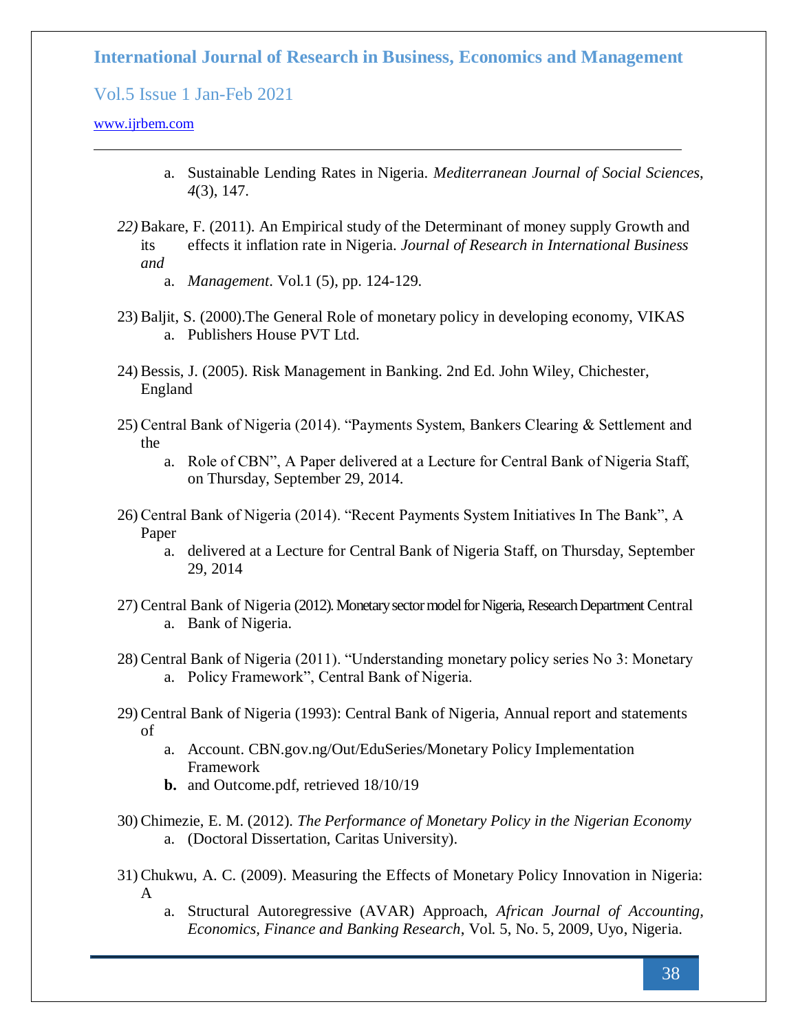Sustainable Lending Rates in Nigeria. *Mediterranean Journal of Social Sciences*, *4*(3), 147.

22) Bakare, F. (2011). An Empirical study of the Determinant of money supply Growth and its effects it inflation rate in Nigeria. *Journal of Research in International Business and Management*. Vol.1 (5), pp. 124-129.

23) Baljit, S. (2000).The General Role of monetary policy in developing economy, VIKAS Publishers House PVT Ltd.

24) Bessis, J. (2005). Risk Management in Banking. 2nd Ed. John Wiley, Chichester, England

25) Central Bank of Nigeria (2014). "Payments System, Bankers Clearing & Settlement and the Role of CBN", A Paper delivered at a Lecture for Central Bank of Nigeria Staff, on Thursday, September 29, 2014.

26) Central Bank of Nigeria (2014). "Recent Payments System Initiatives In The Bank", A Paper delivered at a Lecture for Central Bank of Nigeria Staff, on Thursday, September 29, 2014

27) Central Bank of Nigeria (2012). Monetary sector model for Nigeria, Research Department Central Bank of Nigeria.

28) Central Bank of Nigeria (2011). "Understanding monetary policy series No 3: Monetary Policy Framework", Central Bank of Nigeria.

29) Central Bank of Nigeria (1993): Central Bank of Nigeria, Annual report and statements of Account. CBN.gov.ng/Out/EduSeries/Monetary Policy Implementation Framework and Outcome.pdf, retrieved 18/10/19

30) Chimezie, E. M. (2012). *The Performance of Monetary Policy in the Nigerian Economy* (Doctoral Dissertation, Caritas University).

31) Chukwu, A. C. (2009). Measuring the Effects of Monetary Policy Innovation in Nigeria: A Structural Autoregressive (AVAR) Approach, *African Journal of Accounting, Economics, Finance and Banking Research*, Vol. 5, No. 5, 2009, Uyo, Nigeria.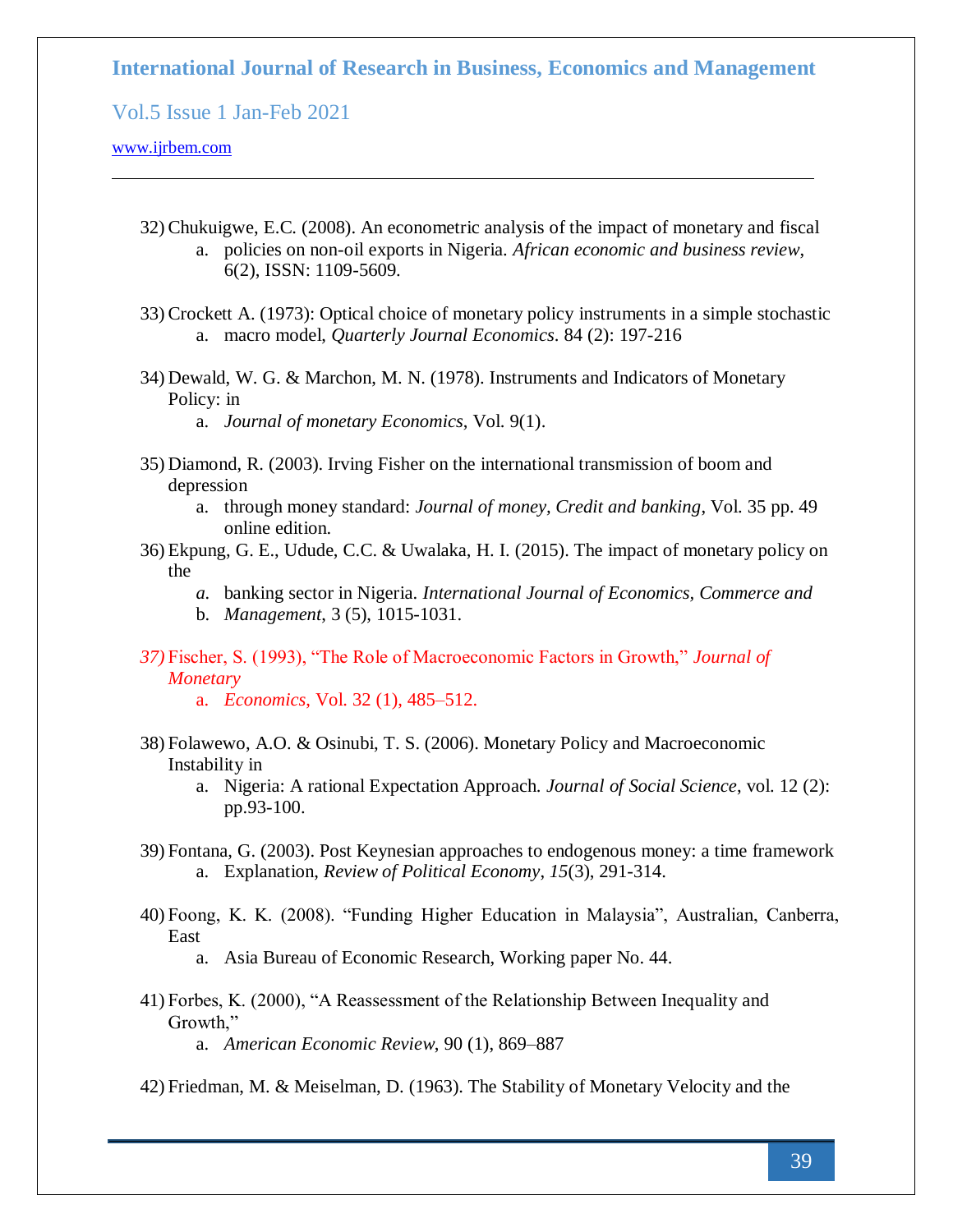32) Chukuigwe, E.C. (2008). An econometric analysis of the impact of monetary and fiscal
    a. policies on non-oil exports in Nigeria. *African economic and business review*, 6(2), ISSN: 1109-5609.

33) Crockett A. (1973): Optical choice of monetary policy instruments in a simple stochastic
    a. macro model, *Quarterly Journal Economics*. 84 (2): 197-216

34) Dewald, W. G. & Marchon, M. N. (1978). Instruments and Indicators of Monetary Policy: in
    a. *Journal of monetary Economics*, Vol. 9(1).

35) Diamond, R. (2003). Irving Fisher on the international transmission of boom and depression
    a. through money standard: *Journal of money, Credit and banking*, Vol. 35 pp. 49 online edition.

36) Ekpung, G. E., Udude, C.C. & Uwalaka, H. I. (2015). The impact of monetary policy on the
    a. banking sector in Nigeria. *International Journal of Economics, Commerce and*
    b. *Management*, 3 (5), 1015-1031.

37) Fischer, S. (1993), "The Role of Macroeconomic Factors in Growth," *Journal of Monetary*
    a. *Economics*, Vol. 32 (1), 485–512.

38) Folawewo, A.O. & Osinubi, T. S. (2006). Monetary Policy and Macroeconomic Instability in
    a. Nigeria: A rational Expectation Approach. *Journal of Social Science*, vol. 12 (2): pp.93-100.

39) Fontana, G. (2003). Post Keynesian approaches to endogenous money: a time framework
    a. Explanation, *Review of Political Economy*, *15*(3), 291-314.

40) Foong, K. K. (2008). "Funding Higher Education in Malaysia", Australian, Canberra, East
    a. Asia Bureau of Economic Research, Working paper No. 44.

41) Forbes, K. (2000), "A Reassessment of the Relationship Between Inequality and Growth,"
    a. *American Economic Review*, 90 (1), 869–887

42) Friedman, M. & Meiselman, D. (1963). The Stability of Monetary Velocity and the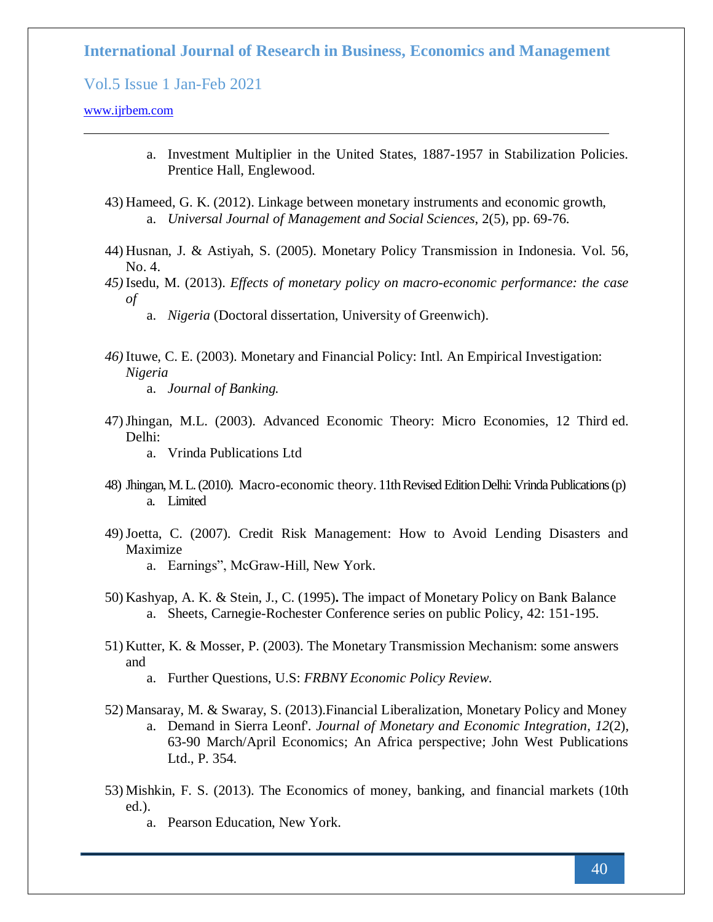a. Investment Multiplier in the United States, 1887-1957 in Stabilization Policies. Prentice Hall, Englewood.

43) Hameed, G. K. (2012). Linkage between monetary instruments and economic growth,
    a. *Universal Journal of Management and Social Sciences*, 2(5), pp. 69-76.

44) Husnan, J. & Astiyah, S. (2005). Monetary Policy Transmission in Indonesia. Vol. 56, No. 4.

*45)* Isedu, M. (2013). *Effects of monetary policy on macro-economic performance: the case of*
    a. *Nigeria* (Doctoral dissertation, University of Greenwich).

*46)* Ituwe, C. E. (2003). Monetary and Financial Policy: Intl. An Empirical Investigation: *Nigeria*
    a. *Journal of Banking.*

47) Jhingan, M.L. (2003). Advanced Economic Theory: Micro Economies, 12 Third ed. Delhi:
    a. Vrinda Publications Ltd

48) Jhingan, M. L. (2010). Macro-economic theory. 11th Revised Edition Delhi: Vrinda Publications (p)
    a. Limited

49) Joetta, C. (2007). Credit Risk Management: How to Avoid Lending Disasters and Maximize
    a. Earnings", McGraw-Hill, New York.

50) Kashyap, A. K. & Stein, J., C. (1995)**.** The impact of Monetary Policy on Bank Balance
    a. Sheets, Carnegie-Rochester Conference series on public Policy, 42: 151-195.

51) Kutter, K. & Mosser, P. (2003). The Monetary Transmission Mechanism: some answers and
    a. Further Questions, U.S: *FRBNY Economic Policy Review.*

52) Mansaray, M. & Swaray, S. (2013).Financial Liberalization, Monetary Policy and Money
    a. Demand in Sierra Leonf'. *Journal of Monetary and Economic Integration*, *12*(2), 63-90 March/April Economics; An Africa perspective; John West Publications Ltd., P. 354.

53) Mishkin, F. S. (2013). The Economics of money, banking, and financial markets (10th ed.).
    a. Pearson Education, New York.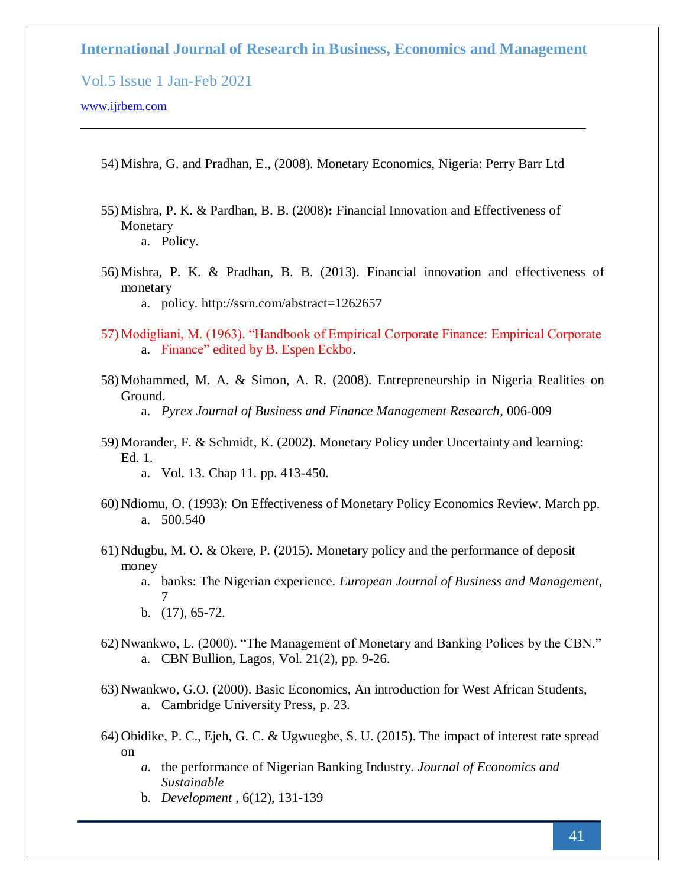54) Mishra, G. and Pradhan, E., (2008). Monetary Economics, Nigeria: Perry Barr Ltd

55) Mishra, P. K. & Pardhan, B. B. (2008)**:** Financial Innovation and Effectiveness of Monetary
    a. Policy.

56) Mishra, P. K. & Pradhan, B. B. (2013). Financial innovation and effectiveness of monetary
    a. policy. http://ssrn.com/abstract=1262657

57) Modigliani, M. (1963). "Handbook of Empirical Corporate Finance: Empirical Corporate
    a. Finance" edited by B. Espen Eckbo.

58) Mohammed, M. A. & Simon, A. R. (2008). Entrepreneurship in Nigeria Realities on Ground.
    a. *Pyrex Journal of Business and Finance Management Research*, 006-009

59) Morander, F. & Schmidt, K. (2002). Monetary Policy under Uncertainty and learning: Ed. 1.
    a. Vol. 13. Chap 11. pp. 413-450.

60) Ndiomu, O. (1993): On Effectiveness of Monetary Policy Economics Review. March pp.
    a. 500.540

61) Ndugbu, M. O. & Okere, P. (2015). Monetary policy and the performance of deposit money
    a. banks: The Nigerian experience. *European Journal of Business and Management*, 7
    b. (17), 65-72.

62) Nwankwo, L. (2000). "The Management of Monetary and Banking Polices by the CBN."
    a. CBN Bullion, Lagos, Vol. 21(2), pp. 9-26.

63) Nwankwo, G.O. (2000). Basic Economics, An introduction for West African Students,
    a. Cambridge University Press, p. 23.

64) Obidike, P. C., Ejeh, G. C. & Ugwuegbe, S. U. (2015). The impact of interest rate spread on
    a. the performance of Nigerian Banking Industry. *Journal of Economics and Sustainable*
    b. *Development* , 6(12), 131-139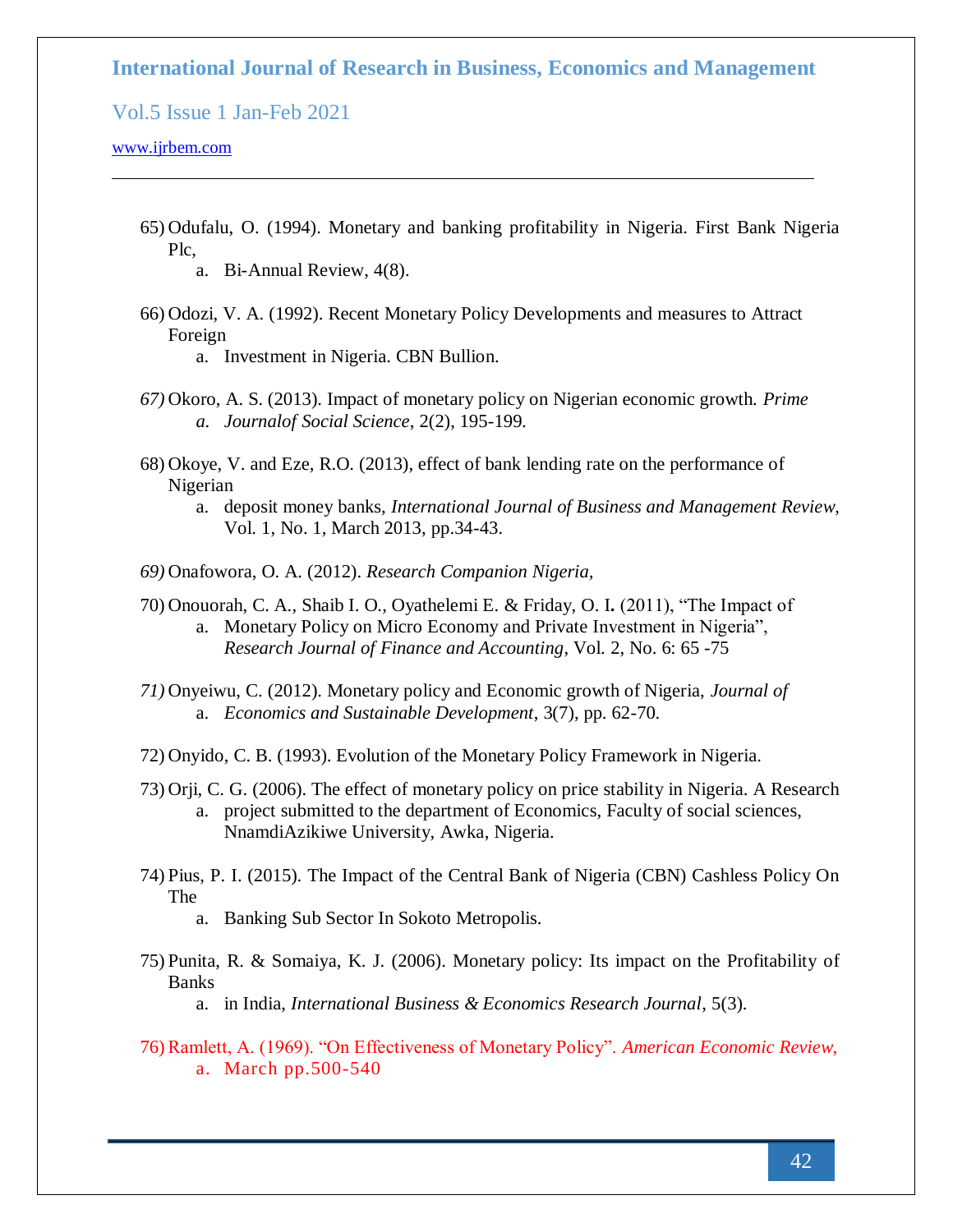65) Odufalu, O. (1994). Monetary and banking profitability in Nigeria. First Bank Nigeria Plc,
    a. Bi-Annual Review, 4(8).

66) Odozi, V. A. (1992). Recent Monetary Policy Developments and measures to Attract Foreign
    a. Investment in Nigeria. CBN Bullion.

67) Okoro, A. S. (2013). Impact of monetary policy on Nigerian economic growth. *Prime*
    a. *Journalof Social Science*, 2(2), 195-199.

68) Okoye, V. and Eze, R.O. (2013), effect of bank lending rate on the performance of Nigerian
    a. deposit money banks, *International Journal of Business and Management Review*, Vol. 1, No. 1, March 2013, pp.34-43.

69) Onafowora, O. A. (2012). *Research Companion Nigeria,*

70) Onouorah, C. A., Shaib I. O., Oyathelemi E. & Friday, O. I**.** (2011), "The Impact of
    a. Monetary Policy on Micro Economy and Private Investment in Nigeria", *Research Journal of Finance and Accounting*, Vol. 2, No. 6: 65 -75

71) Onyeiwu, C. (2012). Monetary policy and Economic growth of Nigeria, *Journal of*
    a. *Economics and Sustainable Development*, 3(7), pp. 62-70.

72) Onyido, C. B. (1993). Evolution of the Monetary Policy Framework in Nigeria.

73) Orji, C. G. (2006). The effect of monetary policy on price stability in Nigeria. A Research
    a. project submitted to the department of Economics, Faculty of social sciences, NnamdiAzikiwe University, Awka, Nigeria.

74) Pius, P. I. (2015). The Impact of the Central Bank of Nigeria (CBN) Cashless Policy On The
    a. Banking Sub Sector In Sokoto Metropolis.

75) Punita, R. & Somaiya, K. J. (2006). Monetary policy: Its impact on the Profitability of Banks
    a. in India, *International Business & Economics Research Journal*, 5(3).

76) Ramlett, A. (1969). "On Effectiveness of Monetary Policy". *American Economic Review,*
    a. March pp.500-540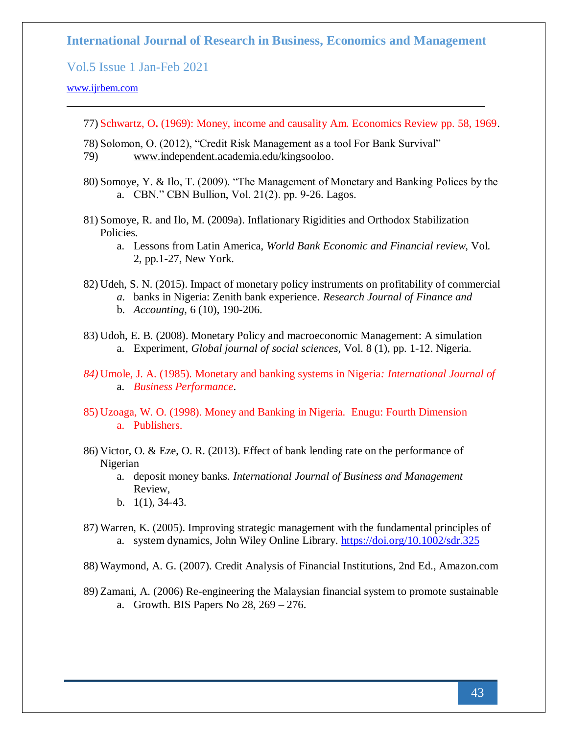77) Schwartz, O**.** (1969): Money, income and causality Am. Economics Review pp. 58, 1969.

78) Solomon, O. (2012), "Credit Risk Management as a tool For Bank Survival"

79) www.independent.academia.edu/kingsooloo.

80) Somoye, Y. & Ilo, T. (2009). "The Management of Monetary and Banking Polices by the
    a. CBN." CBN Bullion, Vol. 21(2). pp. 9-26. Lagos.

81) Somoye, R. and Ilo, M. (2009a). Inflationary Rigidities and Orthodox Stabilization Policies.
    a. Lessons from Latin America, *World Bank Economic and Financial review*, Vol. 2, pp.1-27, New York.

82) Udeh, S. N. (2015). Impact of monetary policy instruments on profitability of commercial
    *a.* banks in Nigeria: Zenith bank experience. *Research Journal of Finance and*
    b. *Accounting*, 6 (10), 190-206.

83) Udoh, E. B. (2008). Monetary Policy and macroeconomic Management: A simulation
    a. Experiment, *Global journal of social sciences*, Vol. 8 (1), pp. 1-12. Nigeria.

*84)* Umole, J. A. (1985). Monetary and banking systems in Nigeria*: International Journal of*
    a. *Business Performance*.

85) Uzoaga, W. O. (1998). Money and Banking in Nigeria. Enugu: Fourth Dimension
    a. Publishers.

86) Victor, O. & Eze, O. R. (2013). Effect of bank lending rate on the performance of Nigerian
    a. deposit money banks. *International Journal of Business and Management* Review,
    b. 1(1), 34-43.

87) Warren, K. (2005). Improving strategic management with the fundamental principles of
    a. system dynamics, John Wiley Online Library. https://doi.org/10.1002/sdr.325

88) Waymond, A. G. (2007). Credit Analysis of Financial Institutions, 2nd Ed., Amazon.com

89) Zamani, A. (2006) Re-engineering the Malaysian financial system to promote sustainable
    a. Growth. BIS Papers No 28, 269 – 276.